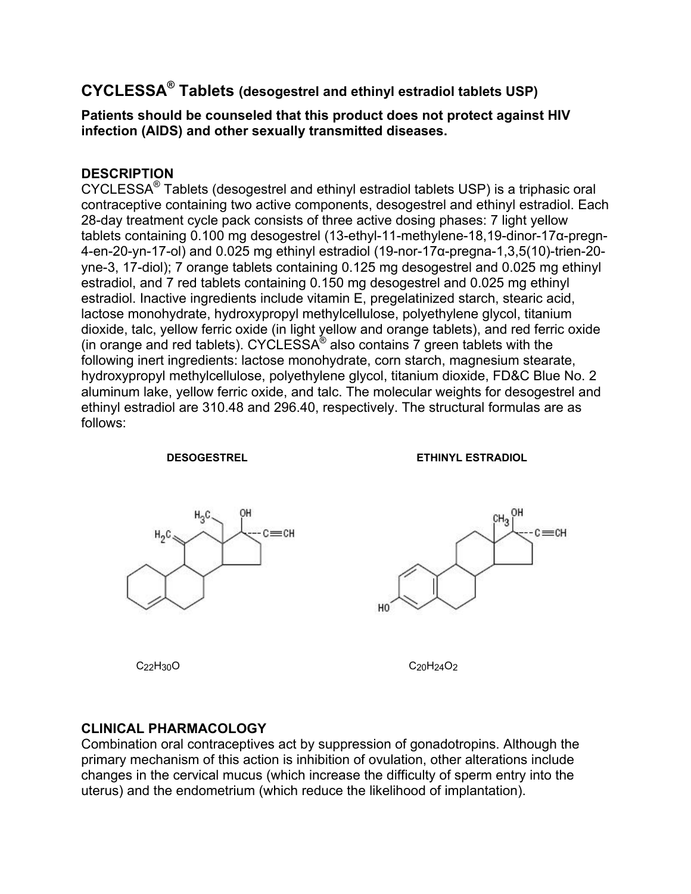# CYCLESSA® Tablets (desogestrel and ethinyl estradiol tablets USP)

**Patients should be counseled that this product does not protect against HIV infection (AIDS) and other sexually transmitted diseases.**

## DESCRIPTION

CYCLESSA® Tablets (desogestrel and ethinyl estradiol tablets USP) is a triphasic oral contraceptive containing two active components, desogestrel and ethinyl estradiol. Each 28-day treatment cycle pack consists of three active dosing phases: 7 light yellow tablets containing 0.100 mg desogestrel (13-ethyl-11-methylene-18,19-dinor-17α-pregn-4-en-20-yn-17-ol) and 0.025 mg ethinyl estradiol (19-nor-17α-pregna-1,3,5(10)-trien-20-yne-3, 17-diol); 7 orange tablets containing 0.125 mg desogestrel and 0.025 mg ethinyl estradiol, and 7 red tablets containing 0.150 mg desogestrel and 0.025 mg ethinyl estradiol. Inactive ingredients include vitamin E, pregelatinized starch, stearic acid, lactose monohydrate, hydroxypropyl methylcellulose, polyethylene glycol, titanium dioxide, talc, yellow ferric oxide (in light yellow and orange tablets), and red ferric oxide (in orange and red tablets). CYCLESSA® also contains 7 green tablets with the following inert ingredients: lactose monohydrate, corn starch, magnesium stearate, hydroxypropyl methylcellulose, polyethylene glycol, titanium dioxide, FD&C Blue No. 2 aluminum lake, yellow ferric oxide, and talc. The molecular weights for desogestrel and ethinyl estradiol are 310.48 and 296.40, respectively. The structural formulas are as follows:

**DESOGESTREL**

$C_{22}H_{30}O$

**ETHINYL ESTRADIOL**

$C_{20}H_{24}O_2$

## CLINICAL PHARMACOLOGY

Combination oral contraceptives act by suppression of gonadotropins. Although the primary mechanism of this action is inhibition of ovulation, other alterations include changes in the cervical mucus (which increase the difficulty of sperm entry into the uterus) and the endometrium (which reduce the likelihood of implantation).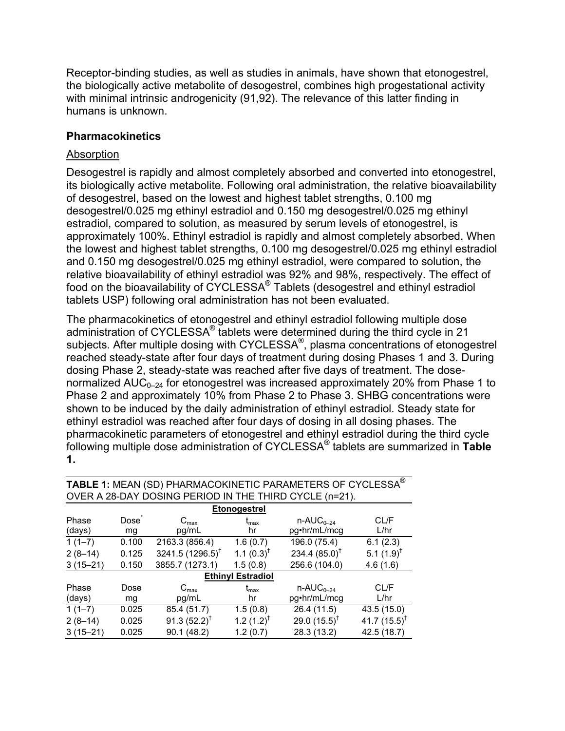Receptor-binding studies, as well as studies in animals, have shown that etonogestrel, the biologically active metabolite of desogestrel, combines high progestational activity with minimal intrinsic androgenicity (91,92). The relevance of this latter finding in humans is unknown.

## Pharmacokinetics

### Absorption

Desogestrel is rapidly and almost completely absorbed and converted into etonogestrel, its biologically active metabolite. Following oral administration, the relative bioavailability of desogestrel, based on the lowest and highest tablet strengths, 0.100 mg desogestrel/0.025 mg ethinyl estradiol and 0.150 mg desogestrel/0.025 mg ethinyl estradiol, compared to solution, as measured by serum levels of etonogestrel, is approximately 100%. Ethinyl estradiol is rapidly and almost completely absorbed. When the lowest and highest tablet strengths, 0.100 mg desogestrel/0.025 mg ethinyl estradiol and 0.150 mg desogestrel/0.025 mg ethinyl estradiol, were compared to solution, the relative bioavailability of ethinyl estradiol was 92% and 98%, respectively. The effect of food on the bioavailability of CYCLESSA® Tablets (desogestrel and ethinyl estradiol tablets USP) following oral administration has not been evaluated.

The pharmacokinetics of etonogestrel and ethinyl estradiol following multiple dose administration of CYCLESSA® tablets were determined during the third cycle in 21 subjects. After multiple dosing with CYCLESSA®, plasma concentrations of etonogestrel reached steady-state after four days of treatment during dosing Phases 1 and 3. During dosing Phase 2, steady-state was reached after five days of treatment. The dose-normalized $AUC_{0-24}$ for etonogestrel was increased approximately 20% from Phase 1 to Phase 2 and approximately 10% from Phase 2 to Phase 3. SHBG concentrations were shown to be induced by the daily administration of ethinyl estradiol. Steady state for ethinyl estradiol was reached after four days of dosing in all dosing phases. The pharmacokinetic parameters of etonogestrel and ethinyl estradiol during the third cycle following multiple dose administration of CYCLESSA® tablets are summarized in **Table 1.**

**TABLE 1:** MEAN (SD) PHARMACOKINETIC PARAMETERS OF CYCLESSA® OVER A 28-DAY DOSING PERIOD IN THE THIRD CYCLE (n=21).

| | | **Etonogestrel** | | | |
|---|---|---|---|---|---|
| Phase (days) | Dose* mg | $C_{max}$ pg/mL | $t_{max}$ hr | n-$AUC_{0-24}$ pg•hr/mL/mcg | CL/F L/hr |
| 1 (1–7) | 0.100 | 2163.3 (856.4) | 1.6 (0.7) | 196.0 (75.4) | 6.1 (2.3) |
| 2 (8–14) | 0.125 | 3241.5 (1296.5)† | 1.1 (0.3)† | 234.4 (85.0)† | 5.1 (1.9)† |
| 3 (15–21) | 0.150 | 3855.7 (1273.1) | 1.5 (0.8) | 256.6 (104.0) | 4.6 (1.6) |
| | | **Ethinyl Estradiol** | | | |
| Phase (days) | Dose mg | $C_{max}$ pg/mL | $t_{max}$ hr | n-$AUC_{0-24}$ pg•hr/mL/mcg | CL/F L/hr |
| 1 (1–7) | 0.025 | 85.4 (51.7) | 1.5 (0.8) | 26.4 (11.5) | 43.5 (15.0) |
| 2 (8–14) | 0.025 | 91.3 (52.2)† | 1.2 (1.2)† | 29.0 (15.5)† | 41.7 (15.5)† |
| 3 (15–21) | 0.025 | 90.1 (48.2) | 1.2 (0.7) | 28.3 (13.2) | 42.5 (18.7) |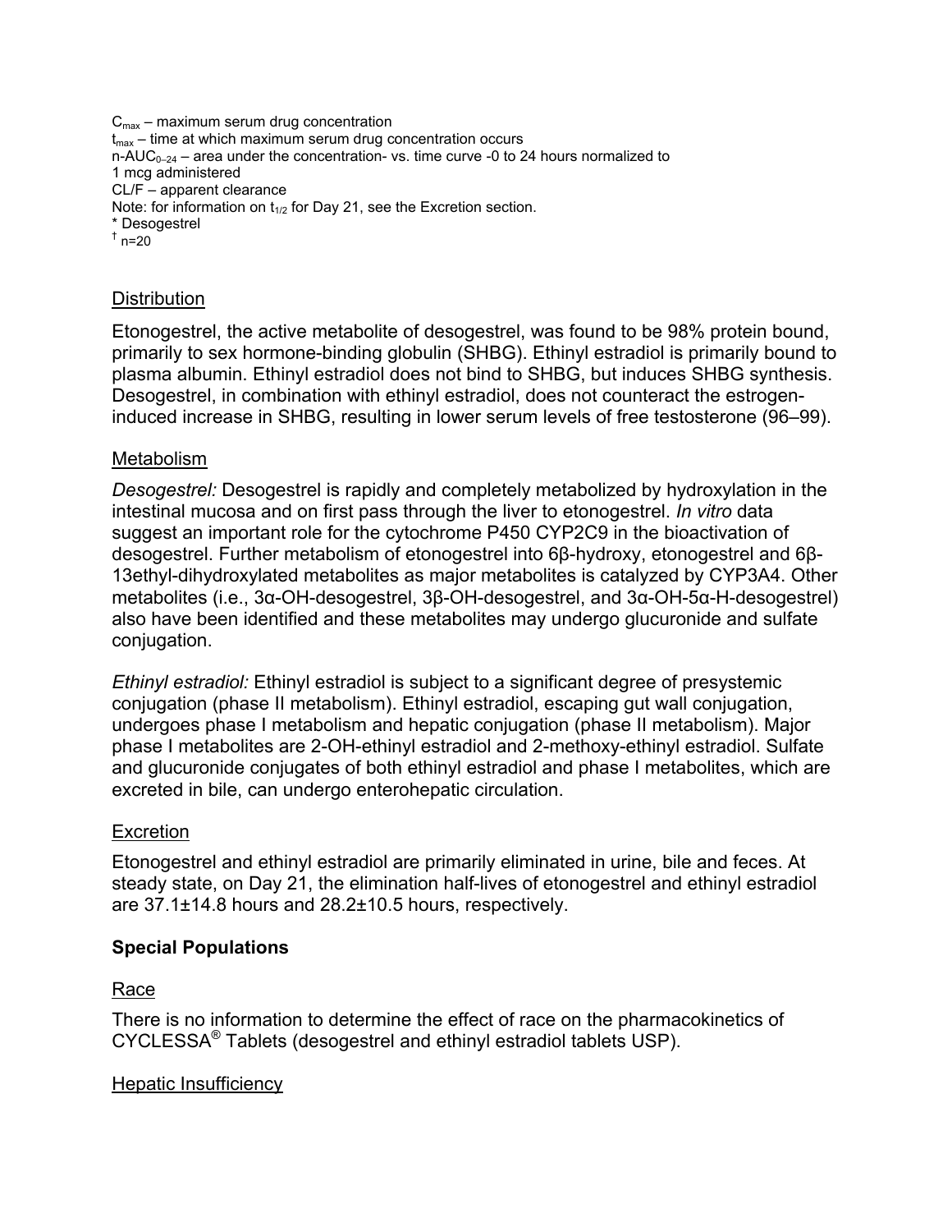$C_{max}$ – maximum serum drug concentration
$t_{max}$ – time at which maximum serum drug concentration occurs
n-$AUC_{0-24}$ – area under the concentration- vs. time curve -0 to 24 hours normalized to 1 mcg administered
CL/F – apparent clearance
Note: for information on $t_{1/2}$ for Day 21, see the Excretion section.
* Desogestrel
† n=20

## Distribution

Etonogestrel, the active metabolite of desogestrel, was found to be 98% protein bound, primarily to sex hormone-binding globulin (SHBG). Ethinyl estradiol is primarily bound to plasma albumin. Ethinyl estradiol does not bind to SHBG, but induces SHBG synthesis. Desogestrel, in combination with ethinyl estradiol, does not counteract the estrogen-induced increase in SHBG, resulting in lower serum levels of free testosterone (96–99).

## Metabolism

*Desogestrel:* Desogestrel is rapidly and completely metabolized by hydroxylation in the intestinal mucosa and on first pass through the liver to etonogestrel. *In vitro* data suggest an important role for the cytochrome P450 CYP2C9 in the bioactivation of desogestrel. Further metabolism of etonogestrel into 6β-hydroxy, etonogestrel and 6β-13ethyl-dihydroxylated metabolites as major metabolites is catalyzed by CYP3A4. Other metabolites (i.e., 3α-OH-desogestrel, 3β-OH-desogestrel, and 3α-OH-5α-H-desogestrel) also have been identified and these metabolites may undergo glucuronide and sulfate conjugation.

*Ethinyl estradiol:* Ethinyl estradiol is subject to a significant degree of presystemic conjugation (phase II metabolism). Ethinyl estradiol, escaping gut wall conjugation, undergoes phase I metabolism and hepatic conjugation (phase II metabolism). Major phase I metabolites are 2-OH-ethinyl estradiol and 2-methoxy-ethinyl estradiol. Sulfate and glucuronide conjugates of both ethinyl estradiol and phase I metabolites, which are excreted in bile, can undergo enterohepatic circulation.

## Excretion

Etonogestrel and ethinyl estradiol are primarily eliminated in urine, bile and feces. At steady state, on Day 21, the elimination half-lives of etonogestrel and ethinyl estradiol are 37.1±14.8 hours and 28.2±10.5 hours, respectively.

### Special Populations

## Race

There is no information to determine the effect of race on the pharmacokinetics of CYCLESSA® Tablets (desogestrel and ethinyl estradiol tablets USP).

## Hepatic Insufficiency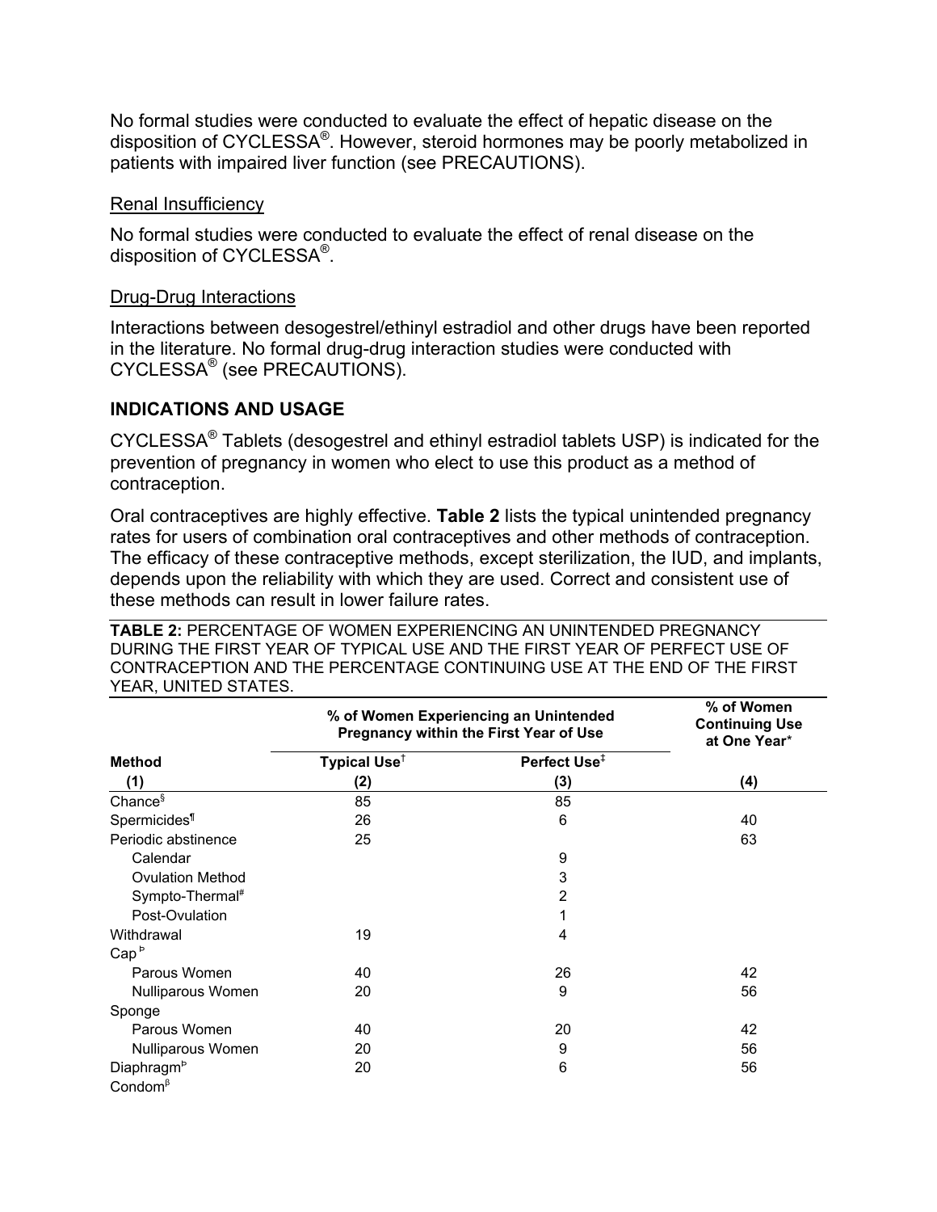No formal studies were conducted to evaluate the effect of hepatic disease on the disposition of CYCLESSA®. However, steroid hormones may be poorly metabolized in patients with impaired liver function (see PRECAUTIONS).

Renal Insufficiency

No formal studies were conducted to evaluate the effect of renal disease on the disposition of CYCLESSA®.

Drug-Drug Interactions

Interactions between desogestrel/ethinyl estradiol and other drugs have been reported in the literature. No formal drug-drug interaction studies were conducted with CYCLESSA® (see PRECAUTIONS).

## INDICATIONS AND USAGE

CYCLESSA® Tablets (desogestrel and ethinyl estradiol tablets USP) is indicated for the prevention of pregnancy in women who elect to use this product as a method of contraception.

Oral contraceptives are highly effective. **Table 2** lists the typical unintended pregnancy rates for users of combination oral contraceptives and other methods of contraception. The efficacy of these contraceptive methods, except sterilization, the IUD, and implants, depends upon the reliability with which they are used. Correct and consistent use of these methods can result in lower failure rates.

**TABLE 2:** PERCENTAGE OF WOMEN EXPERIENCING AN UNINTENDED PREGNANCY DURING THE FIRST YEAR OF TYPICAL USE AND THE FIRST YEAR OF PERFECT USE OF CONTRACEPTION AND THE PERCENTAGE CONTINUING USE AT THE END OF THE FIRST YEAR, UNITED STATES.

| | % of Women Experiencing an Unintended Pregnancy within the First Year of Use | | % of Women Continuing Use at One Year* |
|---|---|---|---|
| **Method** | **Typical Use**† | **Perfect Use**‡ | |
| **(1)** | **(2)** | **(3)** | **(4)** |
| Chance§ | 85 | 85 | |
| Spermicides¶ | 26 | 6 | 40 |
| Periodic abstinence | 25 | | 63 |
| Calendar | | 9 | |
| Ovulation Method | | 3 | |
| Sympto-Thermal# | | 2 | |
| Post-Ovulation | | 1 | |
| Withdrawal | 19 | 4 | |
| Cap♭ | | | |
| Parous Women | 40 | 26 | 42 |
| Nulliparous Women | 20 | 9 | 56 |
| Sponge | | | |
| Parous Women | 40 | 20 | 42 |
| Nulliparous Women | 20 | 9 | 56 |
| Diaphragm♭ | 20 | 6 | 56 |
| Condomβ | | | |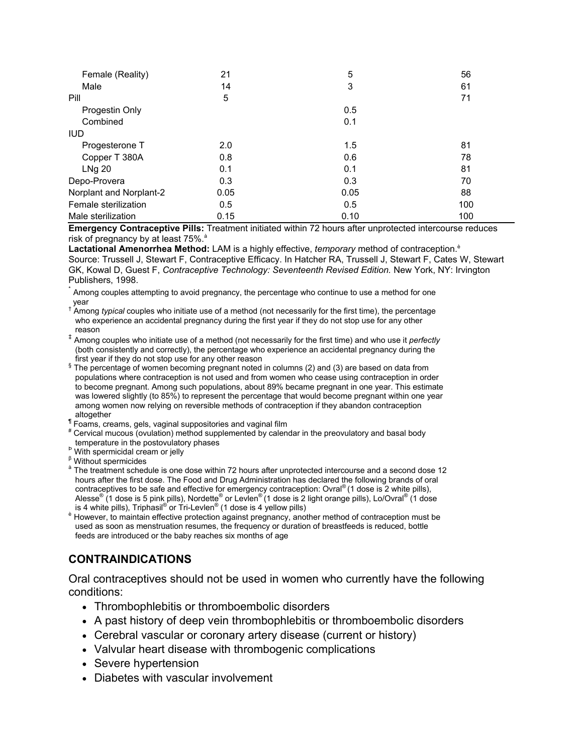| | | | |
|---|---|---|---|
| Female (Reality) | 21 | 5 | 56 |
| Male | 14 | 3 | 61 |
| Pill | 5 | | 71 |
| Progestin Only | | 0.5 | |
| Combined | | 0.1 | |
| IUD | | | |
| Progesterone T | 2.0 | 1.5 | 81 |
| Copper T 380A | 0.8 | 0.6 | 78 |
| LNg 20 | 0.1 | 0.1 | 81 |
| Depo-Provera | 0.3 | 0.3 | 70 |
| Norplant and Norplant-2 | 0.05 | 0.05 | 88 |
| Female sterilization | 0.5 | 0.5 | 100 |
| Male sterilization | 0.15 | 0.10 | 100 |

**Emergency Contraceptive Pills:** Treatment initiated within 72 hours after unprotected intercourse reduces risk of pregnancy by at least 75%.[à]

**Lactational Amenorrhea Method:** LAM is a highly effective, *temporary* method of contraception.[è]

Source: Trussell J, Stewart F, Contraceptive Efficacy. In Hatcher RA, Trussell J, Stewart F, Cates W, Stewart GK, Kowal D, Guest F, *Contraceptive Technology: Seventeenth Revised Edition.* New York, NY: Irvington Publishers, 1998.

[*] Among couples attempting to avoid pregnancy, the percentage who continue to use a method for one year

[†] Among *typical* couples who initiate use of a method (not necessarily for the first time), the percentage who experience an accidental pregnancy during the first year if they do not stop use for any other reason

[‡] Among couples who initiate use of a method (not necessarily for the first time) and who use it *perfectly* (both consistently and correctly), the percentage who experience an accidental pregnancy during the first year if they do not stop use for any other reason

[§] The percentage of women becoming pregnant noted in columns (2) and (3) are based on data from populations where contraception is not used and from women who cease using contraception in order to become pregnant. Among such populations, about 89% became pregnant in one year. This estimate was lowered slightly (to 85%) to represent the percentage that would become pregnant within one year among women now relying on reversible methods of contraception if they abandon contraception altogether

[¶] Foams, creams, gels, vaginal suppositories and vaginal film

[#] Cervical mucous (ovulation) method supplemented by calendar in the preovulatory and basal body temperature in the postovulatory phases

[Þ] With spermicidal cream or jelly

[ß] Without spermicides

[à] The treatment schedule is one dose within 72 hours after unprotected intercourse and a second dose 12 hours after the first dose. The Food and Drug Administration has declared the following brands of oral contraceptives to be safe and effective for emergency contraception: Ovral® (1 dose is 2 white pills), Alesse® (1 dose is 5 pink pills), Nordette® or Levlen® (1 dose is 2 light orange pills), Lo/Ovral® (1 dose is 4 white pills), Triphasil® or Tri-Levlen® (1 dose is 4 yellow pills)

[è] However, to maintain effective protection against pregnancy, another method of contraception must be used as soon as menstruation resumes, the frequency or duration of breastfeeds is reduced, bottle feeds are introduced or the baby reaches six months of age

## CONTRAINDICATIONS

Oral contraceptives should not be used in women who currently have the following conditions:

- Thrombophlebitis or thromboembolic disorders
- A past history of deep vein thrombophlebitis or thromboembolic disorders
- Cerebral vascular or coronary artery disease (current or history)
- Valvular heart disease with thrombogenic complications
- Severe hypertension
- Diabetes with vascular involvement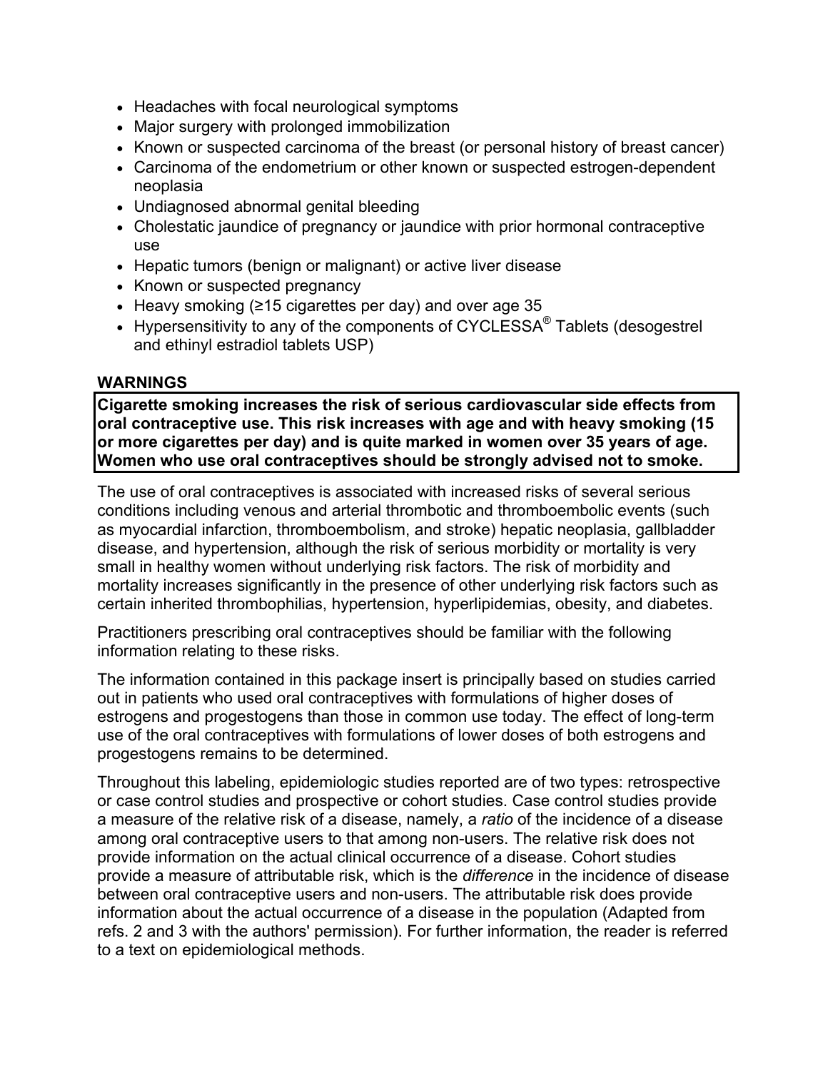- Headaches with focal neurological symptoms
- Major surgery with prolonged immobilization
- Known or suspected carcinoma of the breast (or personal history of breast cancer)
- Carcinoma of the endometrium or other known or suspected estrogen-dependent neoplasia
- Undiagnosed abnormal genital bleeding
- Cholestatic jaundice of pregnancy or jaundice with prior hormonal contraceptive use
- Hepatic tumors (benign or malignant) or active liver disease
- Known or suspected pregnancy
- Heavy smoking (≥15 cigarettes per day) and over age 35
- Hypersensitivity to any of the components of CYCLESSA® Tablets (desogestrel and ethinyl estradiol tablets USP)

## WARNINGS

**Cigarette smoking increases the risk of serious cardiovascular side effects from oral contraceptive use. This risk increases with age and with heavy smoking (15 or more cigarettes per day) and is quite marked in women over 35 years of age. Women who use oral contraceptives should be strongly advised not to smoke.**

The use of oral contraceptives is associated with increased risks of several serious conditions including venous and arterial thrombotic and thromboembolic events (such as myocardial infarction, thromboembolism, and stroke) hepatic neoplasia, gallbladder disease, and hypertension, although the risk of serious morbidity or mortality is very small in healthy women without underlying risk factors. The risk of morbidity and mortality increases significantly in the presence of other underlying risk factors such as certain inherited thrombophilias, hypertension, hyperlipidemias, obesity, and diabetes.

Practitioners prescribing oral contraceptives should be familiar with the following information relating to these risks.

The information contained in this package insert is principally based on studies carried out in patients who used oral contraceptives with formulations of higher doses of estrogens and progestogens than those in common use today. The effect of long-term use of the oral contraceptives with formulations of lower doses of both estrogens and progestogens remains to be determined.

Throughout this labeling, epidemiologic studies reported are of two types: retrospective or case control studies and prospective or cohort studies. Case control studies provide a measure of the relative risk of a disease, namely, a *ratio* of the incidence of a disease among oral contraceptive users to that among non-users. The relative risk does not provide information on the actual clinical occurrence of a disease. Cohort studies provide a measure of attributable risk, which is the *difference* in the incidence of disease between oral contraceptive users and non-users. The attributable risk does provide information about the actual occurrence of a disease in the population (Adapted from refs. 2 and 3 with the authors' permission). For further information, the reader is referred to a text on epidemiological methods.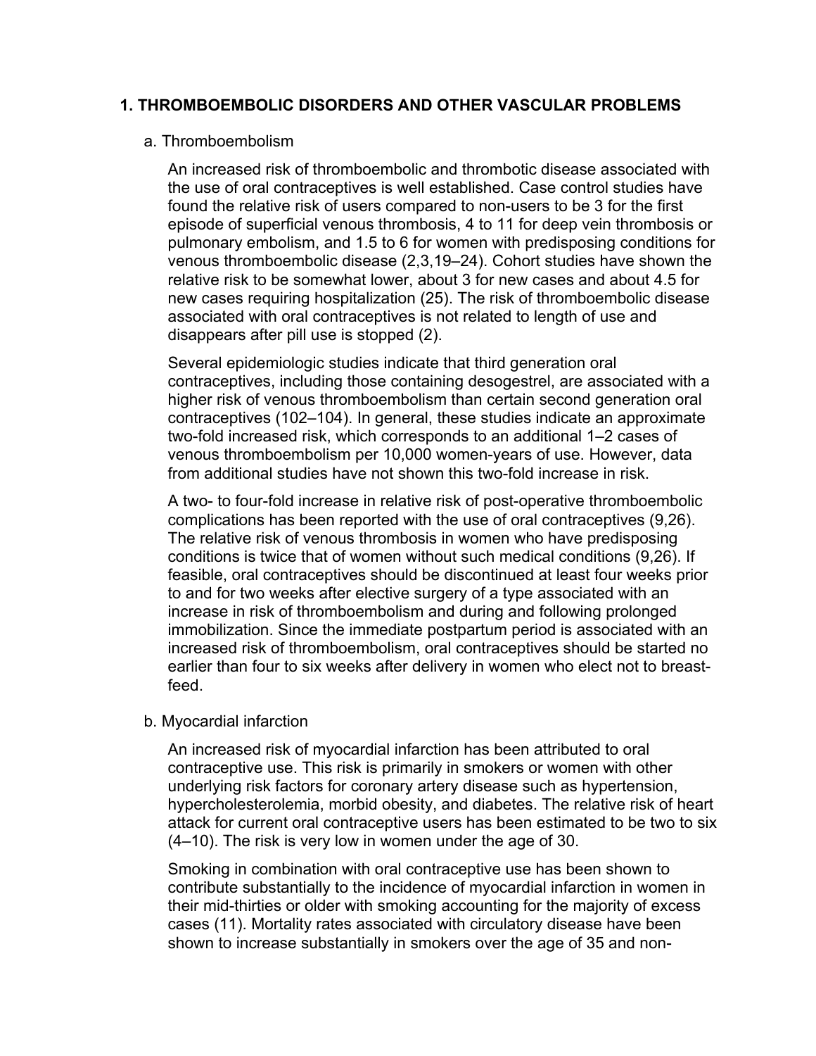## 1. THROMBOEMBOLIC DISORDERS AND OTHER VASCULAR PROBLEMS

### a. Thromboembolism

An increased risk of thromboembolic and thrombotic disease associated with the use of oral contraceptives is well established. Case control studies have found the relative risk of users compared to non-users to be 3 for the first episode of superficial venous thrombosis, 4 to 11 for deep vein thrombosis or pulmonary embolism, and 1.5 to 6 for women with predisposing conditions for venous thromboembolic disease (2,3,19–24). Cohort studies have shown the relative risk to be somewhat lower, about 3 for new cases and about 4.5 for new cases requiring hospitalization (25). The risk of thromboembolic disease associated with oral contraceptives is not related to length of use and disappears after pill use is stopped (2).

Several epidemiologic studies indicate that third generation oral contraceptives, including those containing desogestrel, are associated with a higher risk of venous thromboembolism than certain second generation oral contraceptives (102–104). In general, these studies indicate an approximate two-fold increased risk, which corresponds to an additional 1–2 cases of venous thromboembolism per 10,000 women-years of use. However, data from additional studies have not shown this two-fold increase in risk.

A two- to four-fold increase in relative risk of post-operative thromboembolic complications has been reported with the use of oral contraceptives (9,26). The relative risk of venous thrombosis in women who have predisposing conditions is twice that of women without such medical conditions (9,26). If feasible, oral contraceptives should be discontinued at least four weeks prior to and for two weeks after elective surgery of a type associated with an increase in risk of thromboembolism and during and following prolonged immobilization. Since the immediate postpartum period is associated with an increased risk of thromboembolism, oral contraceptives should be started no earlier than four to six weeks after delivery in women who elect not to breast-feed.

### b. Myocardial infarction

An increased risk of myocardial infarction has been attributed to oral contraceptive use. This risk is primarily in smokers or women with other underlying risk factors for coronary artery disease such as hypertension, hypercholesterolemia, morbid obesity, and diabetes. The relative risk of heart attack for current oral contraceptive users has been estimated to be two to six (4–10). The risk is very low in women under the age of 30.

Smoking in combination with oral contraceptive use has been shown to contribute substantially to the incidence of myocardial infarction in women in their mid-thirties or older with smoking accounting for the majority of excess cases (11). Mortality rates associated with circulatory disease have been shown to increase substantially in smokers over the age of 35 and non-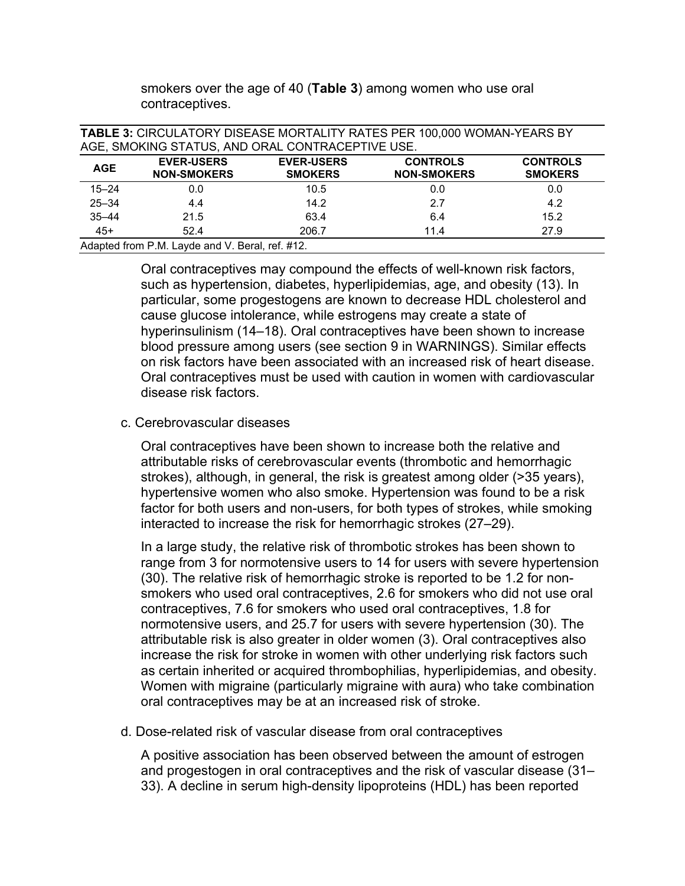smokers over the age of 40 (**Table 3**) among women who use oral contraceptives.

**TABLE 3:** CIRCULATORY DISEASE MORTALITY RATES PER 100,000 WOMAN-YEARS BY AGE, SMOKING STATUS, AND ORAL CONTRACEPTIVE USE.

| AGE | EVER-USERS NON-SMOKERS | EVER-USERS SMOKERS | CONTROLS NON-SMOKERS | CONTROLS SMOKERS |
|---|---|---|---|---|
| 15–24 | 0.0 | 10.5 | 0.0 | 0.0 |
| 25–34 | 4.4 | 14.2 | 2.7 | 4.2 |
| 35–44 | 21.5 | 63.4 | 6.4 | 15.2 |
| 45+ | 52.4 | 206.7 | 11.4 | 27.9 |

Adapted from P.M. Layde and V. Beral, ref. #12.

Oral contraceptives may compound the effects of well-known risk factors, such as hypertension, diabetes, hyperlipidemias, age, and obesity (13). In particular, some progestogens are known to decrease HDL cholesterol and cause glucose intolerance, while estrogens may create a state of hyperinsulinism (14–18). Oral contraceptives have been shown to increase blood pressure among users (see section 9 in WARNINGS). Similar effects on risk factors have been associated with an increased risk of heart disease. Oral contraceptives must be used with caution in women with cardiovascular disease risk factors.

c. Cerebrovascular diseases

Oral contraceptives have been shown to increase both the relative and attributable risks of cerebrovascular events (thrombotic and hemorrhagic strokes), although, in general, the risk is greatest among older (>35 years), hypertensive women who also smoke. Hypertension was found to be a risk factor for both users and non-users, for both types of strokes, while smoking interacted to increase the risk for hemorrhagic strokes (27–29).

In a large study, the relative risk of thrombotic strokes has been shown to range from 3 for normotensive users to 14 for users with severe hypertension (30). The relative risk of hemorrhagic stroke is reported to be 1.2 for non-smokers who used oral contraceptives, 2.6 for smokers who did not use oral contraceptives, 7.6 for smokers who used oral contraceptives, 1.8 for normotensive users, and 25.7 for users with severe hypertension (30). The attributable risk is also greater in older women (3). Oral contraceptives also increase the risk for stroke in women with other underlying risk factors such as certain inherited or acquired thrombophilias, hyperlipidemias, and obesity. Women with migraine (particularly migraine with aura) who take combination oral contraceptives may be at an increased risk of stroke.

d. Dose-related risk of vascular disease from oral contraceptives

A positive association has been observed between the amount of estrogen and progestogen in oral contraceptives and the risk of vascular disease (31–33). A decline in serum high-density lipoproteins (HDL) has been reported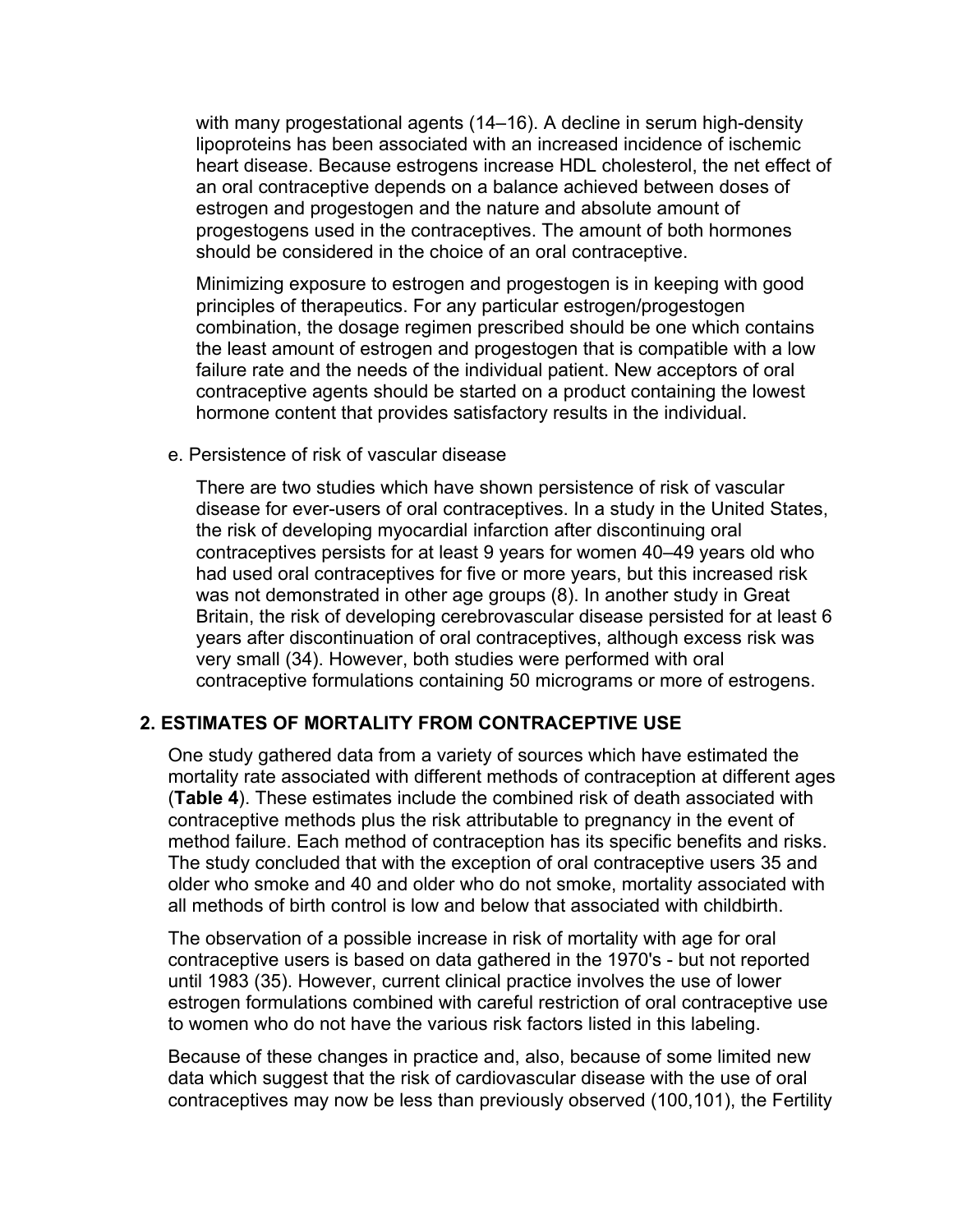with many progestational agents (14–16). A decline in serum high-density lipoproteins has been associated with an increased incidence of ischemic heart disease. Because estrogens increase HDL cholesterol, the net effect of an oral contraceptive depends on a balance achieved between doses of estrogen and progestogen and the nature and absolute amount of progestogens used in the contraceptives. The amount of both hormones should be considered in the choice of an oral contraceptive.

Minimizing exposure to estrogen and progestogen is in keeping with good principles of therapeutics. For any particular estrogen/progestogen combination, the dosage regimen prescribed should be one which contains the least amount of estrogen and progestogen that is compatible with a low failure rate and the needs of the individual patient. New acceptors of oral contraceptive agents should be started on a product containing the lowest hormone content that provides satisfactory results in the individual.

e. Persistence of risk of vascular disease

There are two studies which have shown persistence of risk of vascular disease for ever-users of oral contraceptives. In a study in the United States, the risk of developing myocardial infarction after discontinuing oral contraceptives persists for at least 9 years for women 40–49 years old who had used oral contraceptives for five or more years, but this increased risk was not demonstrated in other age groups (8). In another study in Great Britain, the risk of developing cerebrovascular disease persisted for at least 6 years after discontinuation of oral contraceptives, although excess risk was very small (34). However, both studies were performed with oral contraceptive formulations containing 50 micrograms or more of estrogens.

## 2. ESTIMATES OF MORTALITY FROM CONTRACEPTIVE USE

One study gathered data from a variety of sources which have estimated the mortality rate associated with different methods of contraception at different ages (**Table 4**). These estimates include the combined risk of death associated with contraceptive methods plus the risk attributable to pregnancy in the event of method failure. Each method of contraception has its specific benefits and risks. The study concluded that with the exception of oral contraceptive users 35 and older who smoke and 40 and older who do not smoke, mortality associated with all methods of birth control is low and below that associated with childbirth.

The observation of a possible increase in risk of mortality with age for oral contraceptive users is based on data gathered in the 1970's - but not reported until 1983 (35). However, current clinical practice involves the use of lower estrogen formulations combined with careful restriction of oral contraceptive use to women who do not have the various risk factors listed in this labeling.

Because of these changes in practice and, also, because of some limited new data which suggest that the risk of cardiovascular disease with the use of oral contraceptives may now be less than previously observed (100,101), the Fertility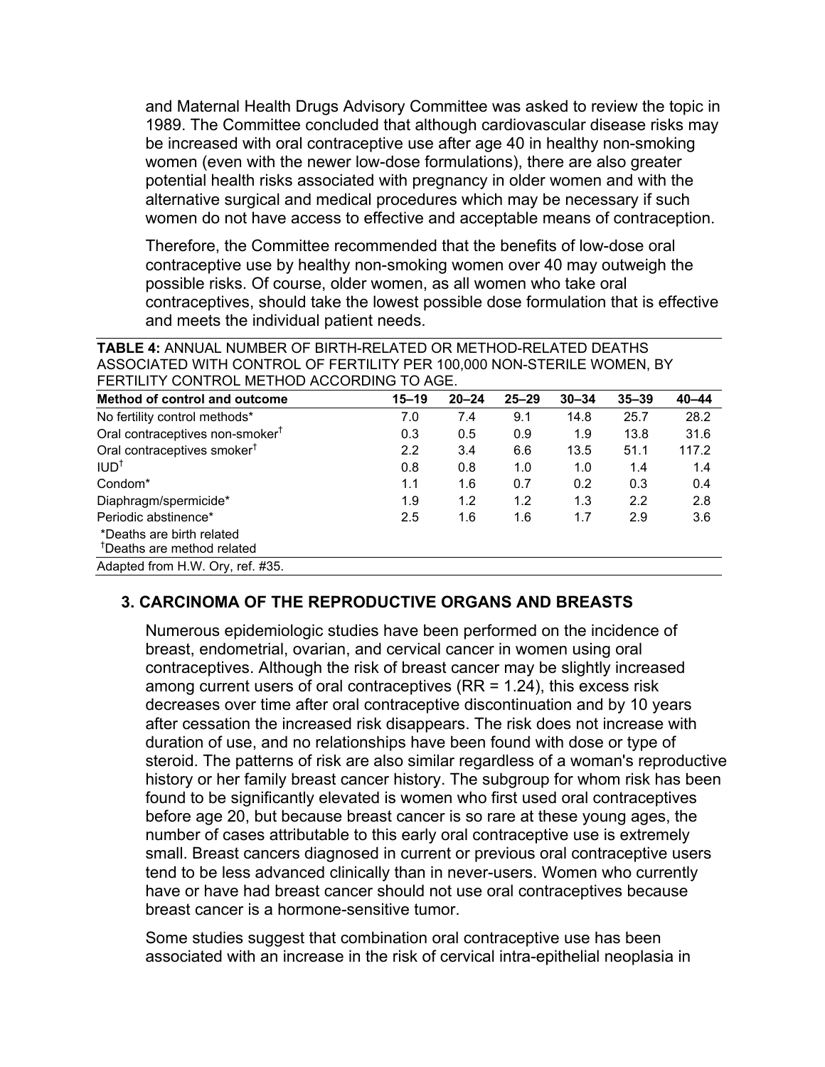and Maternal Health Drugs Advisory Committee was asked to review the topic in 1989. The Committee concluded that although cardiovascular disease risks may be increased with oral contraceptive use after age 40 in healthy non-smoking women (even with the newer low-dose formulations), there are also greater potential health risks associated with pregnancy in older women and with the alternative surgical and medical procedures which may be necessary if such women do not have access to effective and acceptable means of contraception.

Therefore, the Committee recommended that the benefits of low-dose oral contraceptive use by healthy non-smoking women over 40 may outweigh the possible risks. Of course, older women, as all women who take oral contraceptives, should take the lowest possible dose formulation that is effective and meets the individual patient needs.

**TABLE 4:** ANNUAL NUMBER OF BIRTH-RELATED OR METHOD-RELATED DEATHS ASSOCIATED WITH CONTROL OF FERTILITY PER 100,000 NON-STERILE WOMEN, BY FERTILITY CONTROL METHOD ACCORDING TO AGE.

| Method of control and outcome | 15–19 | 20–24 | 25–29 | 30–34 | 35–39 | 40–44 |
|---|---|---|---|---|---|---|
| No fertility control methods* | 7.0 | 7.4 | 9.1 | 14.8 | 25.7 | 28.2 |
| Oral contraceptives non-smoker† | 0.3 | 0.5 | 0.9 | 1.9 | 13.8 | 31.6 |
| Oral contraceptives smoker† | 2.2 | 3.4 | 6.6 | 13.5 | 51.1 | 117.2 |
| IUD† | 0.8 | 0.8 | 1.0 | 1.0 | 1.4 | 1.4 |
| Condom* | 1.1 | 1.6 | 0.7 | 0.2 | 0.3 | 0.4 |
| Diaphragm/spermicide* | 1.9 | 1.2 | 1.2 | 1.3 | 2.2 | 2.8 |
| Periodic abstinence* | 2.5 | 1.6 | 1.6 | 1.7 | 2.9 | 3.6 |

*Deaths are birth related
†Deaths are method related

Adapted from H.W. Ory, ref. #35.

### 3. CARCINOMA OF THE REPRODUCTIVE ORGANS AND BREASTS

Numerous epidemiologic studies have been performed on the incidence of breast, endometrial, ovarian, and cervical cancer in women using oral contraceptives. Although the risk of breast cancer may be slightly increased among current users of oral contraceptives (RR = 1.24), this excess risk decreases over time after oral contraceptive discontinuation and by 10 years after cessation the increased risk disappears. The risk does not increase with duration of use, and no relationships have been found with dose or type of steroid. The patterns of risk are also similar regardless of a woman's reproductive history or her family breast cancer history. The subgroup for whom risk has been found to be significantly elevated is women who first used oral contraceptives before age 20, but because breast cancer is so rare at these young ages, the number of cases attributable to this early oral contraceptive use is extremely small. Breast cancers diagnosed in current or previous oral contraceptive users tend to be less advanced clinically than in never-users. Women who currently have or have had breast cancer should not use oral contraceptives because breast cancer is a hormone-sensitive tumor.

Some studies suggest that combination oral contraceptive use has been associated with an increase in the risk of cervical intra-epithelial neoplasia in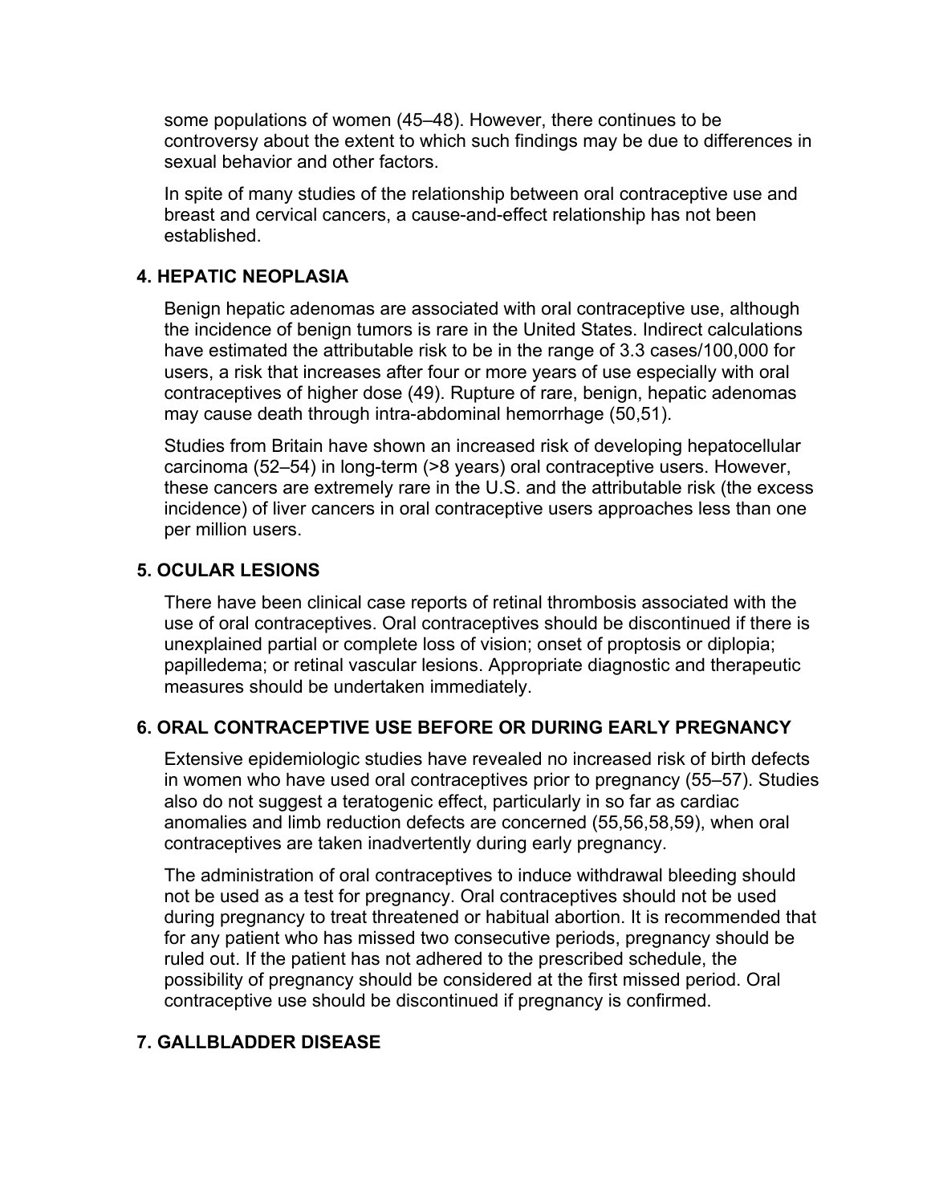some populations of women (45–48). However, there continues to be controversy about the extent to which such findings may be due to differences in sexual behavior and other factors.

In spite of many studies of the relationship between oral contraceptive use and breast and cervical cancers, a cause-and-effect relationship has not been established.

### 4. HEPATIC NEOPLASIA

Benign hepatic adenomas are associated with oral contraceptive use, although the incidence of benign tumors is rare in the United States. Indirect calculations have estimated the attributable risk to be in the range of 3.3 cases/100,000 for users, a risk that increases after four or more years of use especially with oral contraceptives of higher dose (49). Rupture of rare, benign, hepatic adenomas may cause death through intra-abdominal hemorrhage (50,51).

Studies from Britain have shown an increased risk of developing hepatocellular carcinoma (52–54) in long-term (>8 years) oral contraceptive users. However, these cancers are extremely rare in the U.S. and the attributable risk (the excess incidence) of liver cancers in oral contraceptive users approaches less than one per million users.

### 5. OCULAR LESIONS

There have been clinical case reports of retinal thrombosis associated with the use of oral contraceptives. Oral contraceptives should be discontinued if there is unexplained partial or complete loss of vision; onset of proptosis or diplopia; papilledema; or retinal vascular lesions. Appropriate diagnostic and therapeutic measures should be undertaken immediately.

### 6. ORAL CONTRACEPTIVE USE BEFORE OR DURING EARLY PREGNANCY

Extensive epidemiologic studies have revealed no increased risk of birth defects in women who have used oral contraceptives prior to pregnancy (55–57). Studies also do not suggest a teratogenic effect, particularly in so far as cardiac anomalies and limb reduction defects are concerned (55,56,58,59), when oral contraceptives are taken inadvertently during early pregnancy.

The administration of oral contraceptives to induce withdrawal bleeding should not be used as a test for pregnancy. Oral contraceptives should not be used during pregnancy to treat threatened or habitual abortion. It is recommended that for any patient who has missed two consecutive periods, pregnancy should be ruled out. If the patient has not adhered to the prescribed schedule, the possibility of pregnancy should be considered at the first missed period. Oral contraceptive use should be discontinued if pregnancy is confirmed.

### 7. GALLBLADDER DISEASE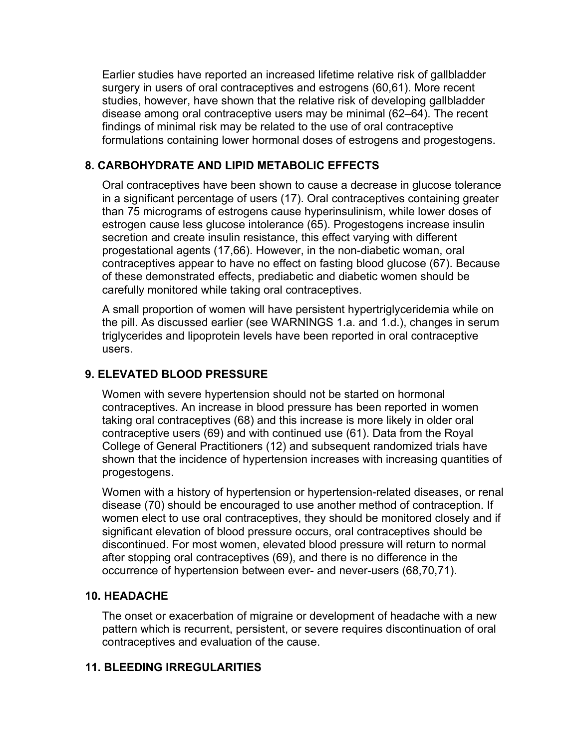Earlier studies have reported an increased lifetime relative risk of gallbladder surgery in users of oral contraceptives and estrogens (60,61). More recent studies, however, have shown that the relative risk of developing gallbladder disease among oral contraceptive users may be minimal (62–64). The recent findings of minimal risk may be related to the use of oral contraceptive formulations containing lower hormonal doses of estrogens and progestogens.

### 8. CARBOHYDRATE AND LIPID METABOLIC EFFECTS

Oral contraceptives have been shown to cause a decrease in glucose tolerance in a significant percentage of users (17). Oral contraceptives containing greater than 75 micrograms of estrogens cause hyperinsulinism, while lower doses of estrogen cause less glucose intolerance (65). Progestogens increase insulin secretion and create insulin resistance, this effect varying with different progestational agents (17,66). However, in the non-diabetic woman, oral contraceptives appear to have no effect on fasting blood glucose (67). Because of these demonstrated effects, prediabetic and diabetic women should be carefully monitored while taking oral contraceptives.

A small proportion of women will have persistent hypertriglyceridemia while on the pill. As discussed earlier (see WARNINGS 1.a. and 1.d.), changes in serum triglycerides and lipoprotein levels have been reported in oral contraceptive users.

### 9. ELEVATED BLOOD PRESSURE

Women with severe hypertension should not be started on hormonal contraceptives. An increase in blood pressure has been reported in women taking oral contraceptives (68) and this increase is more likely in older oral contraceptive users (69) and with continued use (61). Data from the Royal College of General Practitioners (12) and subsequent randomized trials have shown that the incidence of hypertension increases with increasing quantities of progestogens.

Women with a history of hypertension or hypertension-related diseases, or renal disease (70) should be encouraged to use another method of contraception. If women elect to use oral contraceptives, they should be monitored closely and if significant elevation of blood pressure occurs, oral contraceptives should be discontinued. For most women, elevated blood pressure will return to normal after stopping oral contraceptives (69), and there is no difference in the occurrence of hypertension between ever- and never-users (68,70,71).

### 10. HEADACHE

The onset or exacerbation of migraine or development of headache with a new pattern which is recurrent, persistent, or severe requires discontinuation of oral contraceptives and evaluation of the cause.

### 11. BLEEDING IRREGULARITIES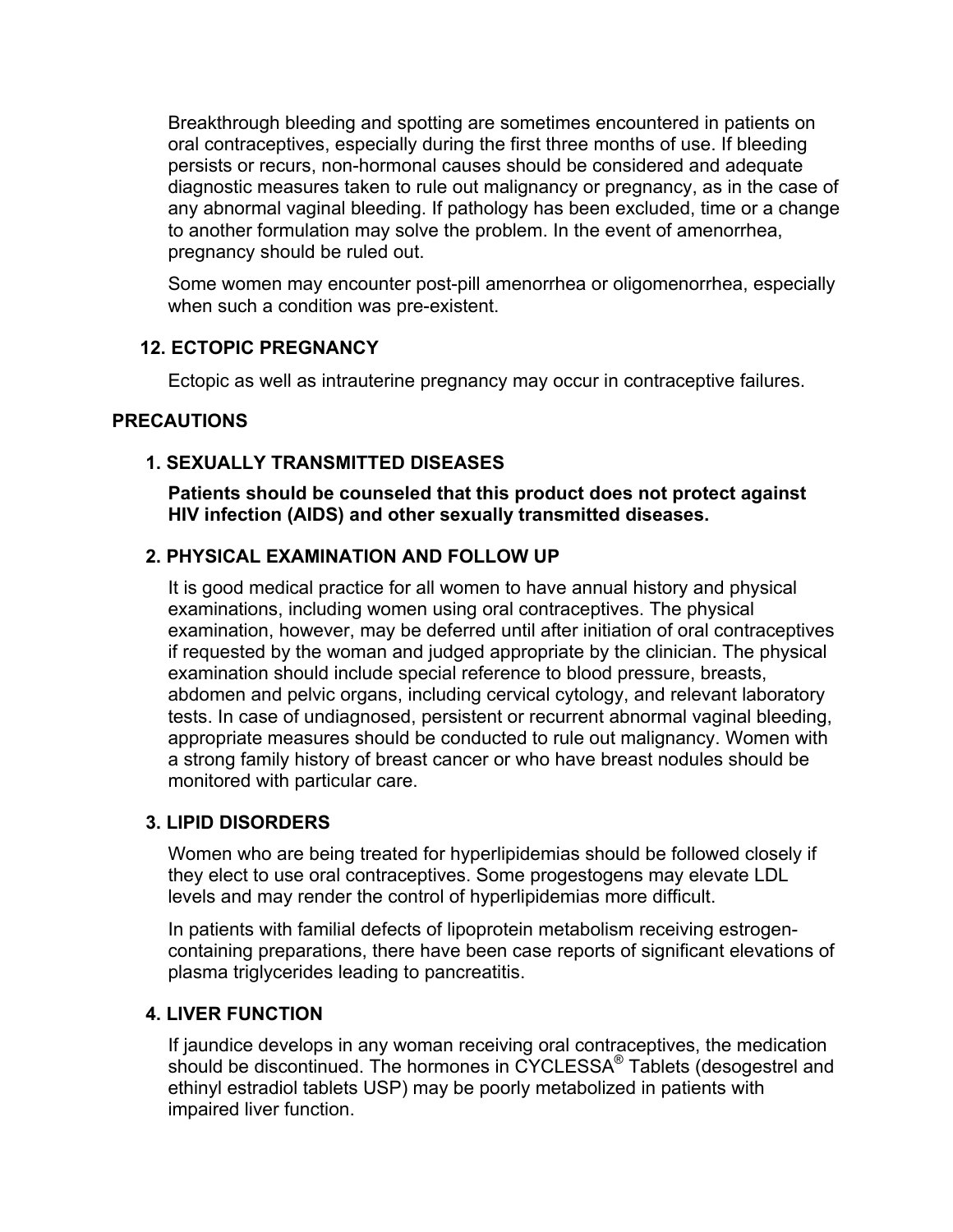Breakthrough bleeding and spotting are sometimes encountered in patients on oral contraceptives, especially during the first three months of use. If bleeding persists or recurs, non-hormonal causes should be considered and adequate diagnostic measures taken to rule out malignancy or pregnancy, as in the case of any abnormal vaginal bleeding. If pathology has been excluded, time or a change to another formulation may solve the problem. In the event of amenorrhea, pregnancy should be ruled out.

Some women may encounter post-pill amenorrhea or oligomenorrhea, especially when such a condition was pre-existent.

### 12. ECTOPIC PREGNANCY

Ectopic as well as intrauterine pregnancy may occur in contraceptive failures.

## PRECAUTIONS

### 1. SEXUALLY TRANSMITTED DISEASES

**Patients should be counseled that this product does not protect against HIV infection (AIDS) and other sexually transmitted diseases.**

### 2. PHYSICAL EXAMINATION AND FOLLOW UP

It is good medical practice for all women to have annual history and physical examinations, including women using oral contraceptives. The physical examination, however, may be deferred until after initiation of oral contraceptives if requested by the woman and judged appropriate by the clinician. The physical examination should include special reference to blood pressure, breasts, abdomen and pelvic organs, including cervical cytology, and relevant laboratory tests. In case of undiagnosed, persistent or recurrent abnormal vaginal bleeding, appropriate measures should be conducted to rule out malignancy. Women with a strong family history of breast cancer or who have breast nodules should be monitored with particular care.

### 3. LIPID DISORDERS

Women who are being treated for hyperlipidemias should be followed closely if they elect to use oral contraceptives. Some progestogens may elevate LDL levels and may render the control of hyperlipidemias more difficult.

In patients with familial defects of lipoprotein metabolism receiving estrogen-containing preparations, there have been case reports of significant elevations of plasma triglycerides leading to pancreatitis.

### 4. LIVER FUNCTION

If jaundice develops in any woman receiving oral contraceptives, the medication should be discontinued. The hormones in CYCLESSA® Tablets (desogestrel and ethinyl estradiol tablets USP) may be poorly metabolized in patients with impaired liver function.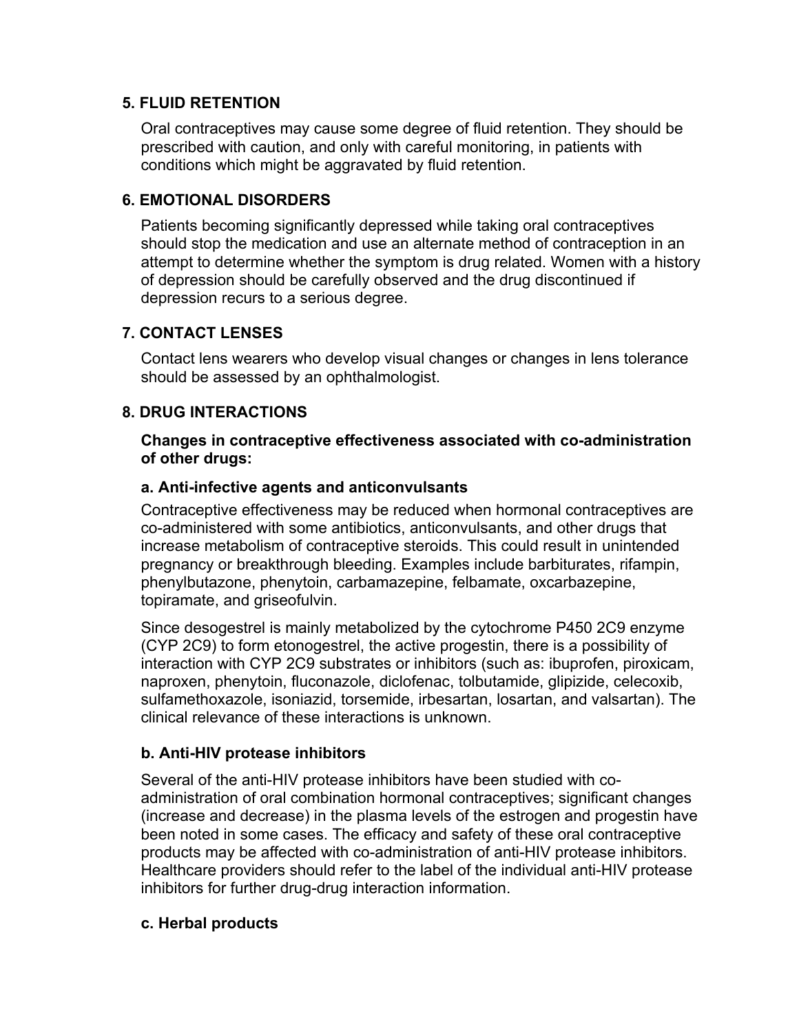### 5. FLUID RETENTION

Oral contraceptives may cause some degree of fluid retention. They should be prescribed with caution, and only with careful monitoring, in patients with conditions which might be aggravated by fluid retention.

### 6. EMOTIONAL DISORDERS

Patients becoming significantly depressed while taking oral contraceptives should stop the medication and use an alternate method of contraception in an attempt to determine whether the symptom is drug related. Women with a history of depression should be carefully observed and the drug discontinued if depression recurs to a serious degree.

### 7. CONTACT LENSES

Contact lens wearers who develop visual changes or changes in lens tolerance should be assessed by an ophthalmologist.

### 8. DRUG INTERACTIONS

**Changes in contraceptive effectiveness associated with co-administration of other drugs:**

**a. Anti-infective agents and anticonvulsants**

Contraceptive effectiveness may be reduced when hormonal contraceptives are co-administered with some antibiotics, anticonvulsants, and other drugs that increase metabolism of contraceptive steroids. This could result in unintended pregnancy or breakthrough bleeding. Examples include barbiturates, rifampin, phenylbutazone, phenytoin, carbamazepine, felbamate, oxcarbazepine, topiramate, and griseofulvin.

Since desogestrel is mainly metabolized by the cytochrome P450 2C9 enzyme (CYP 2C9) to form etonogestrel, the active progestin, there is a possibility of interaction with CYP 2C9 substrates or inhibitors (such as: ibuprofen, piroxicam, naproxen, phenytoin, fluconazole, diclofenac, tolbutamide, glipizide, celecoxib, sulfamethoxazole, isoniazid, torsemide, irbesartan, losartan, and valsartan). The clinical relevance of these interactions is unknown.

**b. Anti-HIV protease inhibitors**

Several of the anti-HIV protease inhibitors have been studied with co-administration of oral combination hormonal contraceptives; significant changes (increase and decrease) in the plasma levels of the estrogen and progestin have been noted in some cases. The efficacy and safety of these oral contraceptive products may be affected with co-administration of anti-HIV protease inhibitors. Healthcare providers should refer to the label of the individual anti-HIV protease inhibitors for further drug-drug interaction information.

**c. Herbal products**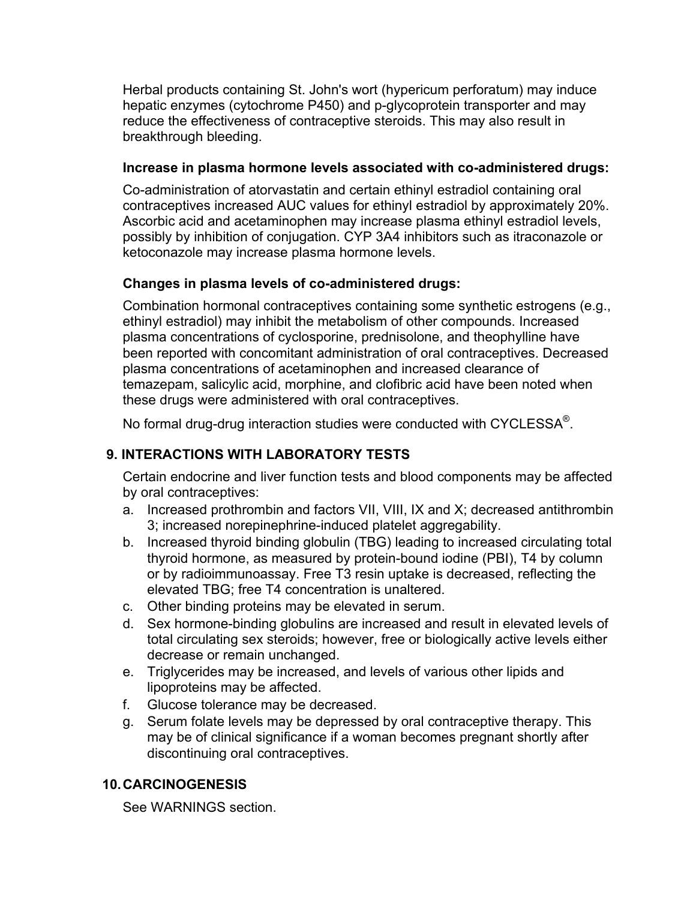Herbal products containing St. John's wort (hypericum perforatum) may induce hepatic enzymes (cytochrome P450) and p-glycoprotein transporter and may reduce the effectiveness of contraceptive steroids. This may also result in breakthrough bleeding.

**Increase in plasma hormone levels associated with co-administered drugs:**

Co-administration of atorvastatin and certain ethinyl estradiol containing oral contraceptives increased AUC values for ethinyl estradiol by approximately 20%. Ascorbic acid and acetaminophen may increase plasma ethinyl estradiol levels, possibly by inhibition of conjugation. CYP 3A4 inhibitors such as itraconazole or ketoconazole may increase plasma hormone levels.

**Changes in plasma levels of co-administered drugs:**

Combination hormonal contraceptives containing some synthetic estrogens (e.g., ethinyl estradiol) may inhibit the metabolism of other compounds. Increased plasma concentrations of cyclosporine, prednisolone, and theophylline have been reported with concomitant administration of oral contraceptives. Decreased plasma concentrations of acetaminophen and increased clearance of temazepam, salicylic acid, morphine, and clofibric acid have been noted when these drugs were administered with oral contraceptives.

No formal drug-drug interaction studies were conducted with CYCLESSA®.

## 9. INTERACTIONS WITH LABORATORY TESTS

Certain endocrine and liver function tests and blood components may be affected by oral contraceptives:

a. Increased prothrombin and factors VII, VIII, IX and X; decreased antithrombin 3; increased norepinephrine-induced platelet aggregability.
b. Increased thyroid binding globulin (TBG) leading to increased circulating total thyroid hormone, as measured by protein-bound iodine (PBI), T4 by column or by radioimmunoassay. Free T3 resin uptake is decreased, reflecting the elevated TBG; free T4 concentration is unaltered.
c. Other binding proteins may be elevated in serum.
d. Sex hormone-binding globulins are increased and result in elevated levels of total circulating sex steroids; however, free or biologically active levels either decrease or remain unchanged.
e. Triglycerides may be increased, and levels of various other lipids and lipoproteins may be affected.
f. Glucose tolerance may be decreased.
g. Serum folate levels may be depressed by oral contraceptive therapy. This may be of clinical significance if a woman becomes pregnant shortly after discontinuing oral contraceptives.

## 10. CARCINOGENESIS

See WARNINGS section.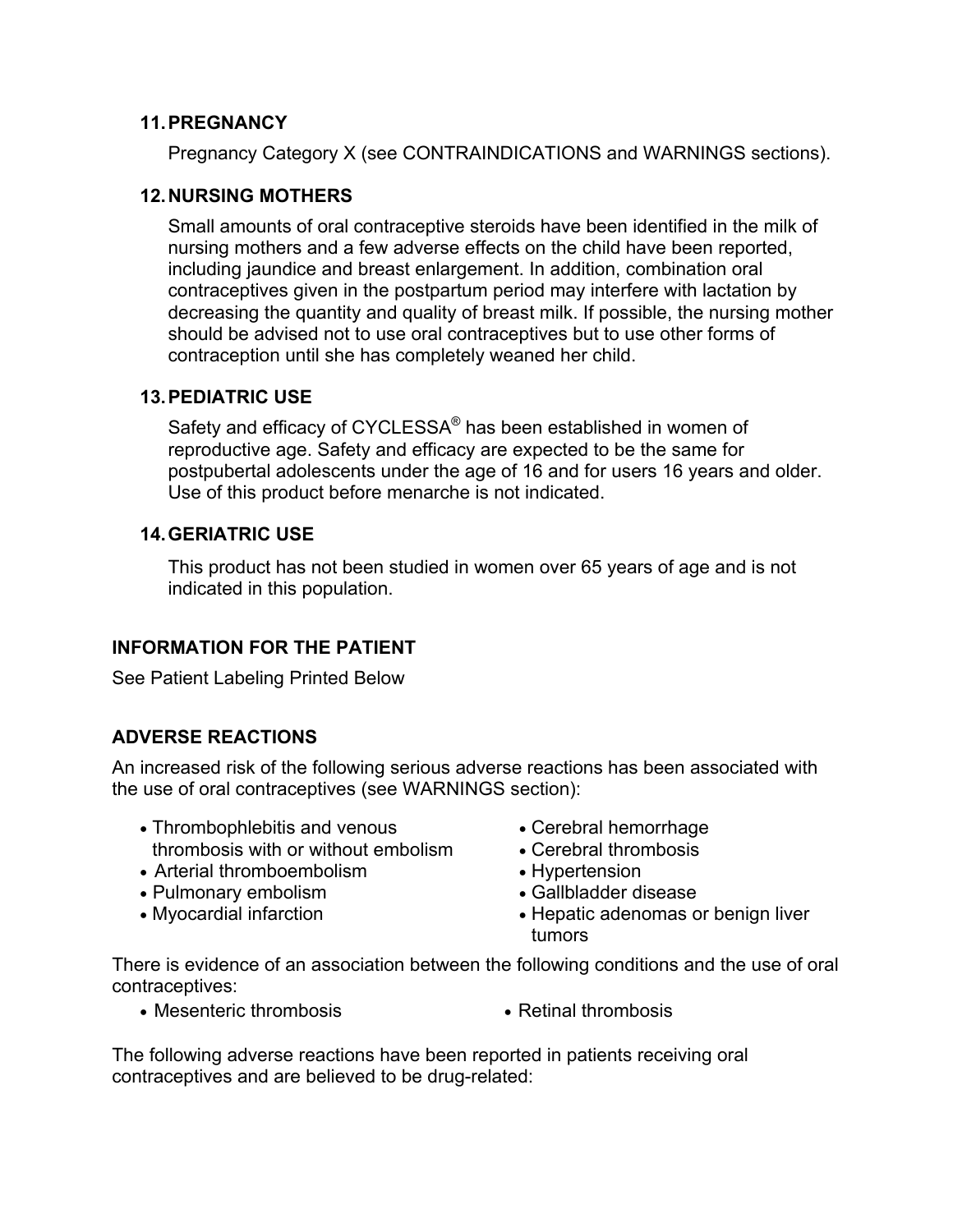### 11. PREGNANCY

Pregnancy Category X (see CONTRAINDICATIONS and WARNINGS sections).

### 12. NURSING MOTHERS

Small amounts of oral contraceptive steroids have been identified in the milk of nursing mothers and a few adverse effects on the child have been reported, including jaundice and breast enlargement. In addition, combination oral contraceptives given in the postpartum period may interfere with lactation by decreasing the quantity and quality of breast milk. If possible, the nursing mother should be advised not to use oral contraceptives but to use other forms of contraception until she has completely weaned her child.

### 13. PEDIATRIC USE

Safety and efficacy of CYCLESSA® has been established in women of reproductive age. Safety and efficacy are expected to be the same for postpubertal adolescents under the age of 16 and for users 16 years and older. Use of this product before menarche is not indicated.

### 14. GERIATRIC USE

This product has not been studied in women over 65 years of age and is not indicated in this population.

## INFORMATION FOR THE PATIENT

See Patient Labeling Printed Below

## ADVERSE REACTIONS

An increased risk of the following serious adverse reactions has been associated with the use of oral contraceptives (see WARNINGS section):

- Thrombophlebitis and venous thrombosis with or without embolism
- Arterial thromboembolism
- Pulmonary embolism
- Myocardial infarction
- Cerebral hemorrhage
- Cerebral thrombosis
- Hypertension
- Gallbladder disease
- Hepatic adenomas or benign liver tumors

There is evidence of an association between the following conditions and the use of oral contraceptives:

- Mesenteric thrombosis
- Retinal thrombosis

The following adverse reactions have been reported in patients receiving oral contraceptives and are believed to be drug-related: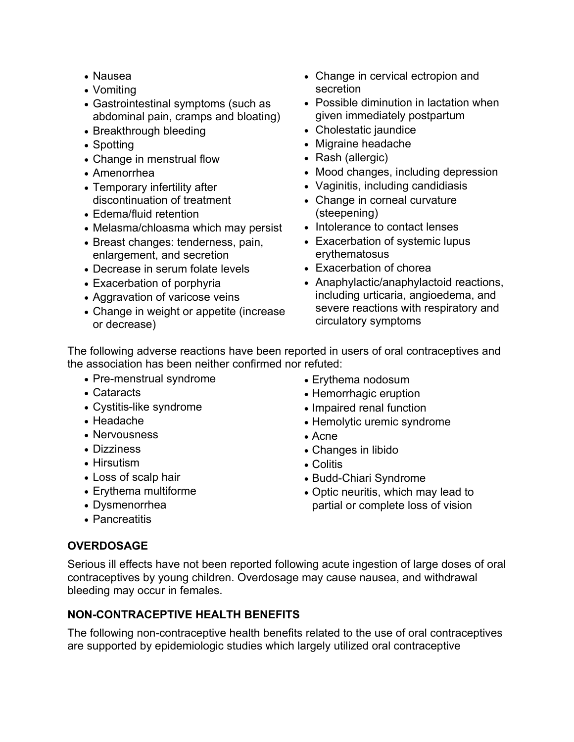- Nausea
- Vomiting
- Gastrointestinal symptoms (such as abdominal pain, cramps and bloating)
- Breakthrough bleeding
- Spotting
- Change in menstrual flow
- Amenorrhea
- Temporary infertility after discontinuation of treatment
- Edema/fluid retention
- Melasma/chloasma which may persist
- Breast changes: tenderness, pain, enlargement, and secretion
- Decrease in serum folate levels
- Exacerbation of porphyria
- Aggravation of varicose veins
- Change in weight or appetite (increase or decrease)
- Change in cervical ectropion and secretion
- Possible diminution in lactation when given immediately postpartum
- Cholestatic jaundice
- Migraine headache
- Rash (allergic)
- Mood changes, including depression
- Vaginitis, including candidiasis
- Change in corneal curvature (steepening)
- Intolerance to contact lenses
- Exacerbation of systemic lupus erythematosus
- Exacerbation of chorea
- Anaphylactic/anaphylactoid reactions, including urticaria, angioedema, and severe reactions with respiratory and circulatory symptoms

The following adverse reactions have been reported in users of oral contraceptives and the association has been neither confirmed nor refuted:

- Pre-menstrual syndrome
- Cataracts
- Cystitis-like syndrome
- Headache
- Nervousness
- Dizziness
- Hirsutism
- Loss of scalp hair
- Erythema multiforme
- Dysmenorrhea
- Pancreatitis
- Erythema nodosum
- Hemorrhagic eruption
- Impaired renal function
- Hemolytic uremic syndrome
- Acne
- Changes in libido
- Colitis
- Budd-Chiari Syndrome
- Optic neuritis, which may lead to partial or complete loss of vision

## OVERDOSAGE

Serious ill effects have not been reported following acute ingestion of large doses of oral contraceptives by young children. Overdosage may cause nausea, and withdrawal bleeding may occur in females.

## NON-CONTRACEPTIVE HEALTH BENEFITS

The following non-contraceptive health benefits related to the use of oral contraceptives are supported by epidemiologic studies which largely utilized oral contraceptive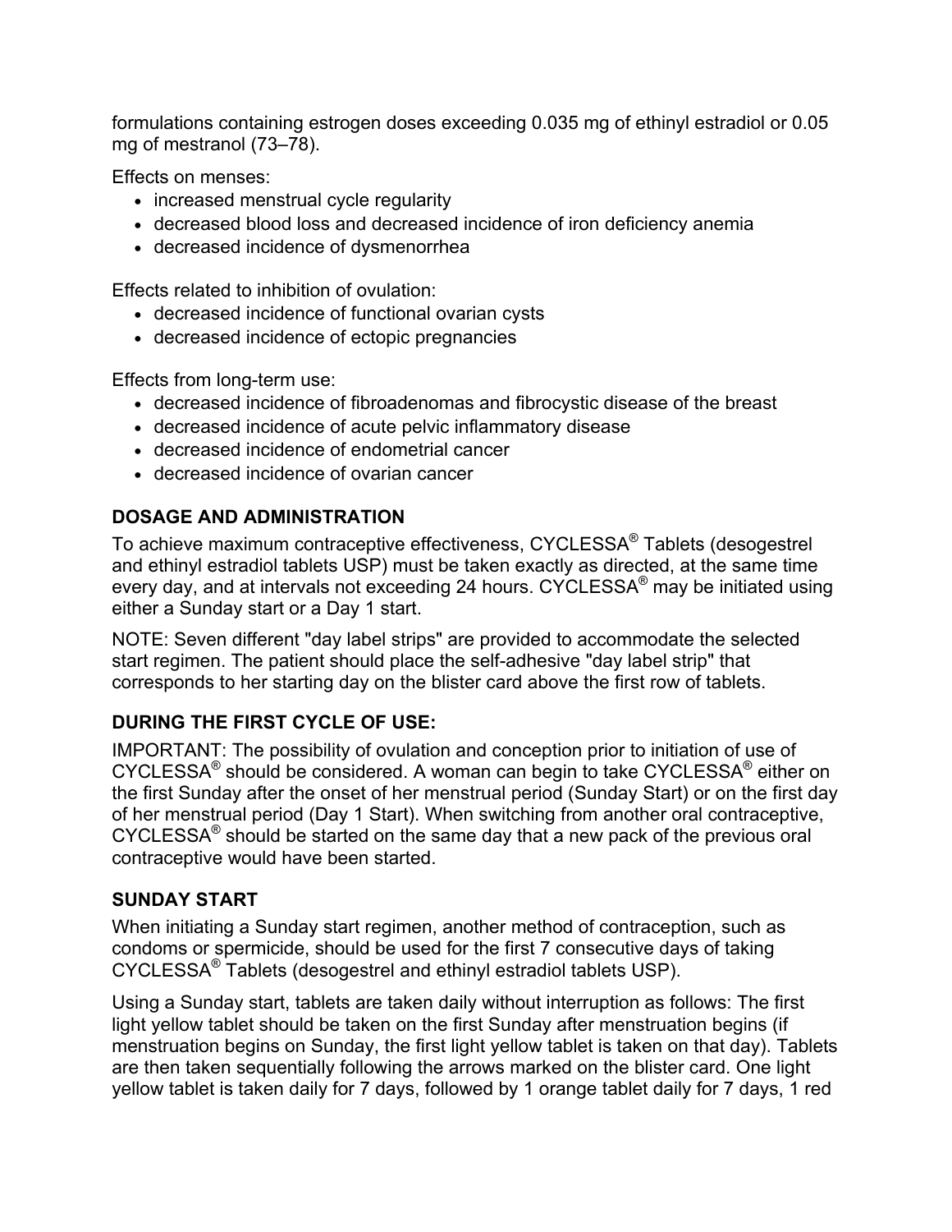formulations containing estrogen doses exceeding 0.035 mg of ethinyl estradiol or 0.05 mg of mestranol (73–78).

Effects on menses:

- increased menstrual cycle regularity
- decreased blood loss and decreased incidence of iron deficiency anemia
- decreased incidence of dysmenorrhea

Effects related to inhibition of ovulation:

- decreased incidence of functional ovarian cysts
- decreased incidence of ectopic pregnancies

Effects from long-term use:

- decreased incidence of fibroadenomas and fibrocystic disease of the breast
- decreased incidence of acute pelvic inflammatory disease
- decreased incidence of endometrial cancer
- decreased incidence of ovarian cancer

## DOSAGE AND ADMINISTRATION

To achieve maximum contraceptive effectiveness, CYCLESSA® Tablets (desogestrel and ethinyl estradiol tablets USP) must be taken exactly as directed, at the same time every day, and at intervals not exceeding 24 hours. CYCLESSA® may be initiated using either a Sunday start or a Day 1 start.

NOTE: Seven different "day label strips" are provided to accommodate the selected start regimen. The patient should place the self-adhesive "day label strip" that corresponds to her starting day on the blister card above the first row of tablets.

## DURING THE FIRST CYCLE OF USE:

IMPORTANT: The possibility of ovulation and conception prior to initiation of use of CYCLESSA® should be considered. A woman can begin to take CYCLESSA® either on the first Sunday after the onset of her menstrual period (Sunday Start) or on the first day of her menstrual period (Day 1 Start). When switching from another oral contraceptive, CYCLESSA® should be started on the same day that a new pack of the previous oral contraceptive would have been started.

## SUNDAY START

When initiating a Sunday start regimen, another method of contraception, such as condoms or spermicide, should be used for the first 7 consecutive days of taking CYCLESSA® Tablets (desogestrel and ethinyl estradiol tablets USP).

Using a Sunday start, tablets are taken daily without interruption as follows: The first light yellow tablet should be taken on the first Sunday after menstruation begins (if menstruation begins on Sunday, the first light yellow tablet is taken on that day). Tablets are then taken sequentially following the arrows marked on the blister card. One light yellow tablet is taken daily for 7 days, followed by 1 orange tablet daily for 7 days, 1 red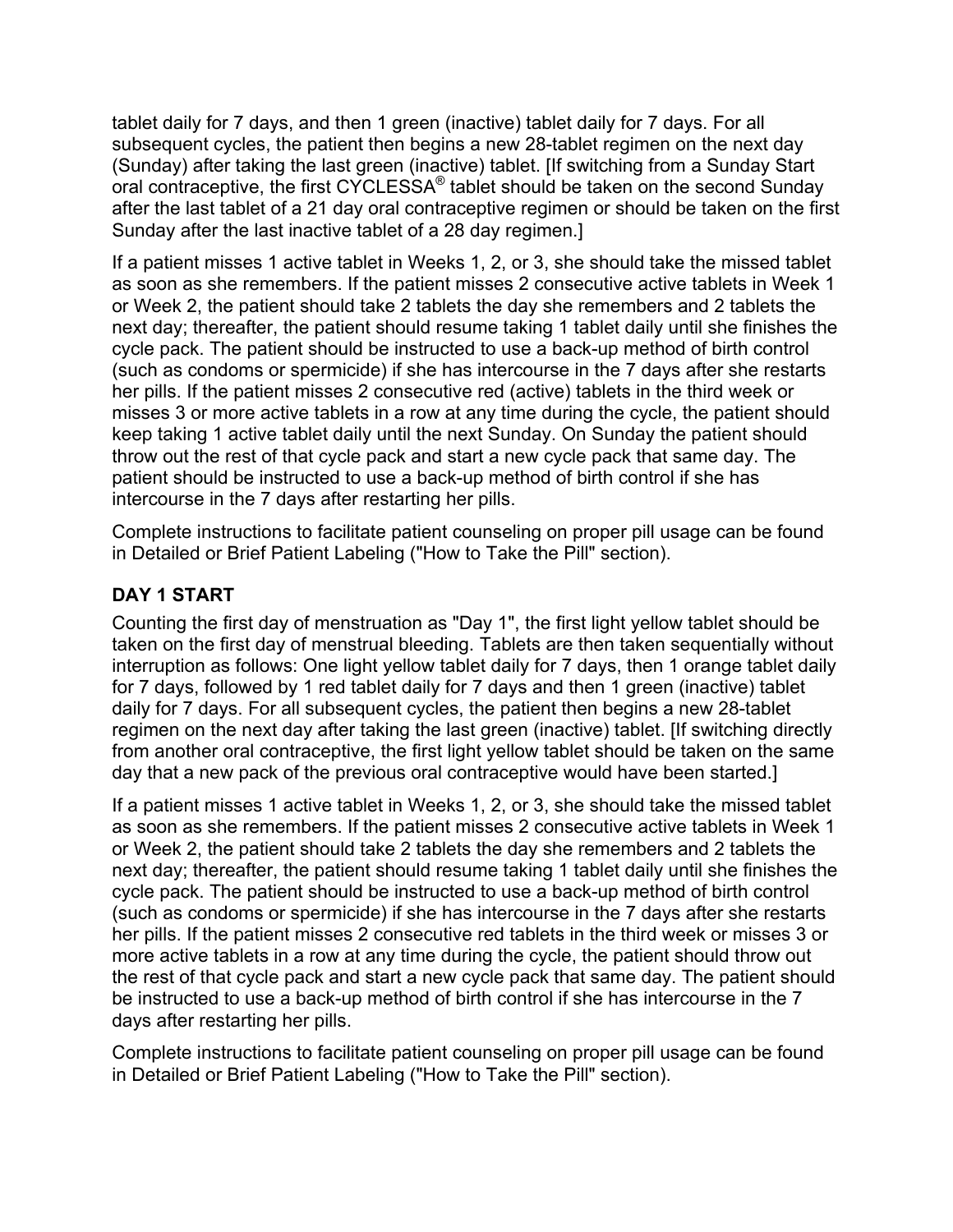tablet daily for 7 days, and then 1 green (inactive) tablet daily for 7 days. For all subsequent cycles, the patient then begins a new 28-tablet regimen on the next day (Sunday) after taking the last green (inactive) tablet. [If switching from a Sunday Start oral contraceptive, the first CYCLESSA® tablet should be taken on the second Sunday after the last tablet of a 21 day oral contraceptive regimen or should be taken on the first Sunday after the last inactive tablet of a 28 day regimen.]

If a patient misses 1 active tablet in Weeks 1, 2, or 3, she should take the missed tablet as soon as she remembers. If the patient misses 2 consecutive active tablets in Week 1 or Week 2, the patient should take 2 tablets the day she remembers and 2 tablets the next day; thereafter, the patient should resume taking 1 tablet daily until she finishes the cycle pack. The patient should be instructed to use a back-up method of birth control (such as condoms or spermicide) if she has intercourse in the 7 days after she restarts her pills. If the patient misses 2 consecutive red (active) tablets in the third week or misses 3 or more active tablets in a row at any time during the cycle, the patient should keep taking 1 active tablet daily until the next Sunday. On Sunday the patient should throw out the rest of that cycle pack and start a new cycle pack that same day. The patient should be instructed to use a back-up method of birth control if she has intercourse in the 7 days after restarting her pills.

Complete instructions to facilitate patient counseling on proper pill usage can be found in Detailed or Brief Patient Labeling ("How to Take the Pill" section).

**DAY 1 START**

Counting the first day of menstruation as "Day 1", the first light yellow tablet should be taken on the first day of menstrual bleeding. Tablets are then taken sequentially without interruption as follows: One light yellow tablet daily for 7 days, then 1 orange tablet daily for 7 days, followed by 1 red tablet daily for 7 days and then 1 green (inactive) tablet daily for 7 days. For all subsequent cycles, the patient then begins a new 28-tablet regimen on the next day after taking the last green (inactive) tablet. [If switching directly from another oral contraceptive, the first light yellow tablet should be taken on the same day that a new pack of the previous oral contraceptive would have been started.]

If a patient misses 1 active tablet in Weeks 1, 2, or 3, she should take the missed tablet as soon as she remembers. If the patient misses 2 consecutive active tablets in Week 1 or Week 2, the patient should take 2 tablets the day she remembers and 2 tablets the next day; thereafter, the patient should resume taking 1 tablet daily until she finishes the cycle pack. The patient should be instructed to use a back-up method of birth control (such as condoms or spermicide) if she has intercourse in the 7 days after she restarts her pills. If the patient misses 2 consecutive red tablets in the third week or misses 3 or more active tablets in a row at any time during the cycle, the patient should throw out the rest of that cycle pack and start a new cycle pack that same day. The patient should be instructed to use a back-up method of birth control if she has intercourse in the 7 days after restarting her pills.

Complete instructions to facilitate patient counseling on proper pill usage can be found in Detailed or Brief Patient Labeling ("How to Take the Pill" section).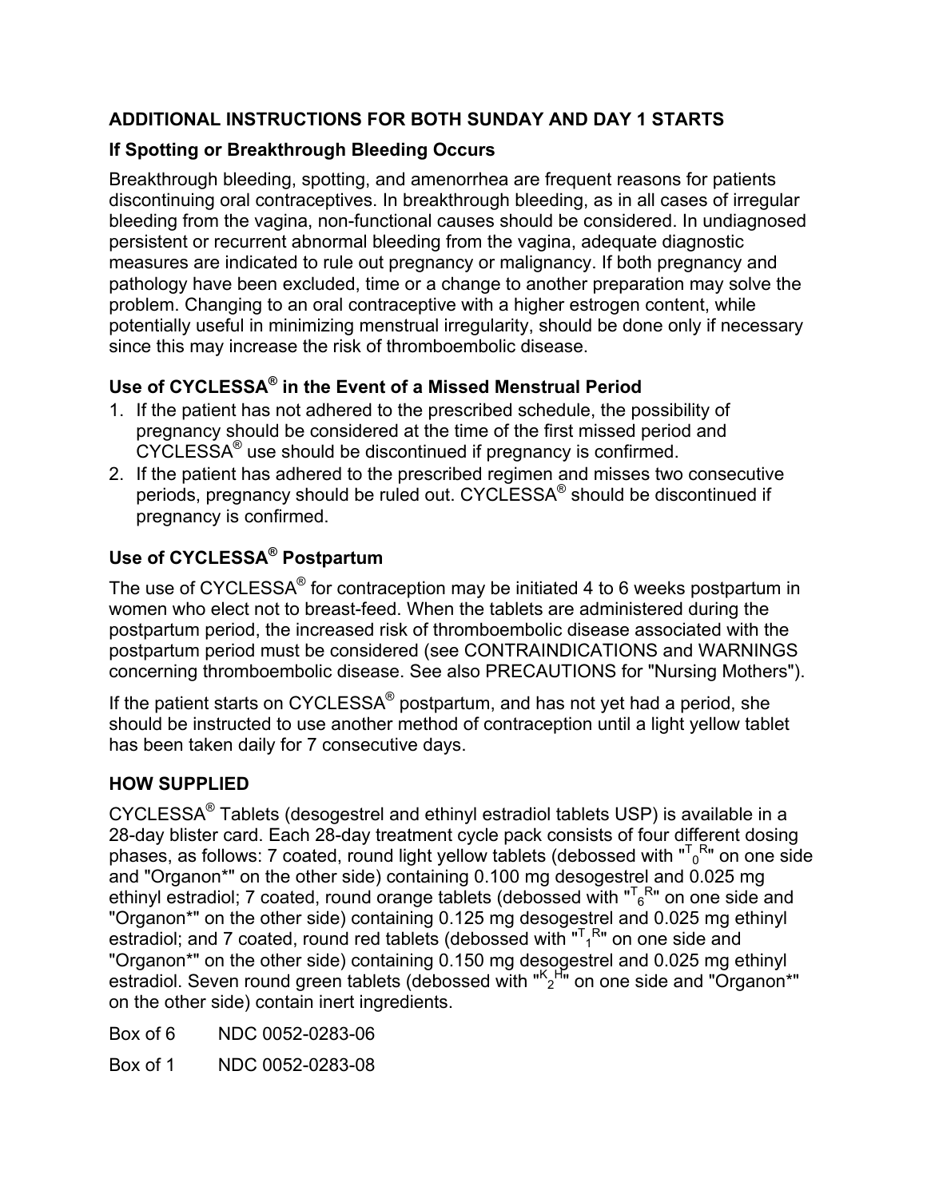## ADDITIONAL INSTRUCTIONS FOR BOTH SUNDAY AND DAY 1 STARTS

### If Spotting or Breakthrough Bleeding Occurs

Breakthrough bleeding, spotting, and amenorrhea are frequent reasons for patients discontinuing oral contraceptives. In breakthrough bleeding, as in all cases of irregular bleeding from the vagina, non-functional causes should be considered. In undiagnosed persistent or recurrent abnormal bleeding from the vagina, adequate diagnostic measures are indicated to rule out pregnancy or malignancy. If both pregnancy and pathology have been excluded, time or a change to another preparation may solve the problem. Changing to an oral contraceptive with a higher estrogen content, while potentially useful in minimizing menstrual irregularity, should be done only if necessary since this may increase the risk of thromboembolic disease.

### Use of CYCLESSA® in the Event of a Missed Menstrual Period

1. If the patient has not adhered to the prescribed schedule, the possibility of pregnancy should be considered at the time of the first missed period and CYCLESSA® use should be discontinued if pregnancy is confirmed.
2. If the patient has adhered to the prescribed regimen and misses two consecutive periods, pregnancy should be ruled out. CYCLESSA® should be discontinued if pregnancy is confirmed.

### Use of CYCLESSA® Postpartum

The use of CYCLESSA® for contraception may be initiated 4 to 6 weeks postpartum in women who elect not to breast-feed. When the tablets are administered during the postpartum period, the increased risk of thromboembolic disease associated with the postpartum period must be considered (see CONTRAINDICATIONS and WARNINGS concerning thromboembolic disease. See also PRECAUTIONS for "Nursing Mothers").

If the patient starts on CYCLESSA® postpartum, and has not yet had a period, she should be instructed to use another method of contraception until a light yellow tablet has been taken daily for 7 consecutive days.

## HOW SUPPLIED

CYCLESSA® Tablets (desogestrel and ethinyl estradiol tablets USP) is available in a 28-day blister card. Each 28-day treatment cycle pack consists of four different dosing phases, as follows: 7 coated, round light yellow tablets (debossed with "$^{T}{}_{0}{}^{R}$" on one side and "Organon*" on the other side) containing 0.100 mg desogestrel and 0.025 mg ethinyl estradiol; 7 coated, round orange tablets (debossed with "$^{T}{}_{6}{}^{R}$" on one side and "Organon*" on the other side) containing 0.125 mg desogestrel and 0.025 mg ethinyl estradiol; and 7 coated, round red tablets (debossed with "$^{T}{}_{1}{}^{R}$" on one side and "Organon*" on the other side) containing 0.150 mg desogestrel and 0.025 mg ethinyl estradiol. Seven round green tablets (debossed with "$^{K}{}_{2}{}^{H}$" on one side and "Organon*" on the other side) contain inert ingredients.

Box of 6 NDC 0052-0283-06

Box of 1 NDC 0052-0283-08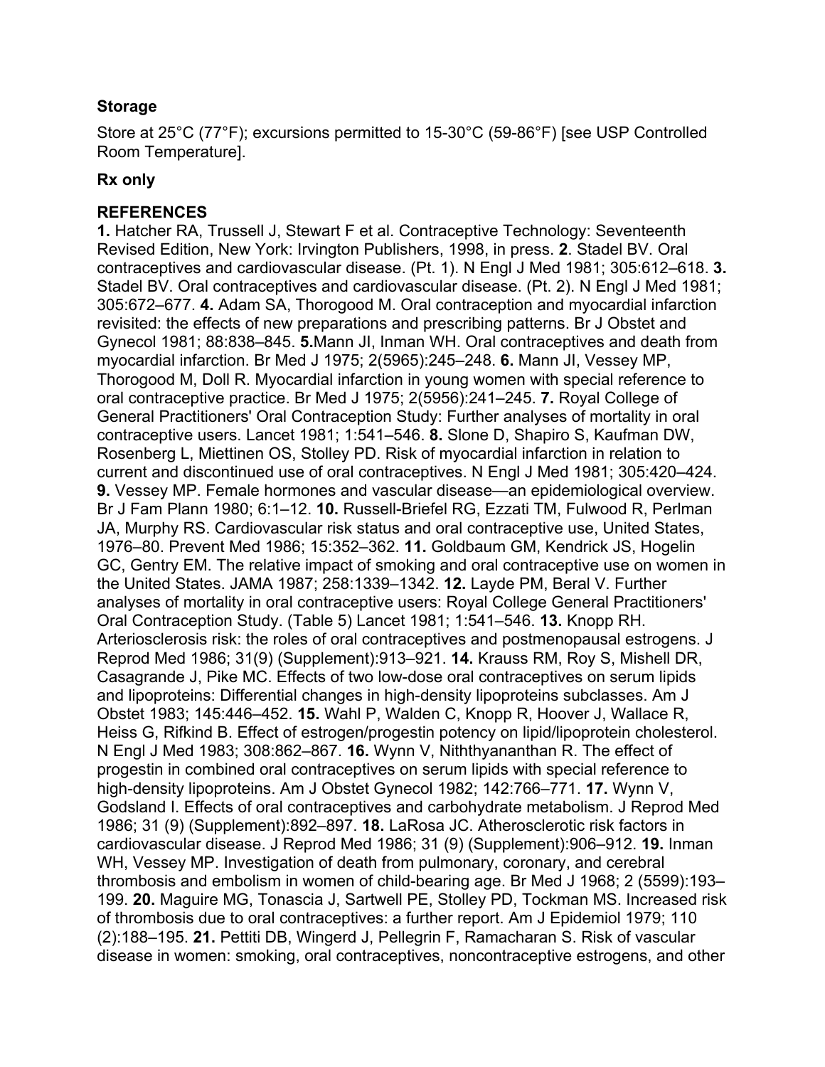### Storage

Store at 25°C (77°F); excursions permitted to 15-30°C (59-86°F) [see USP Controlled Room Temperature].

### Rx only

### REFERENCES

**1.** Hatcher RA, Trussell J, Stewart F et al. Contraceptive Technology: Seventeenth Revised Edition, New York: Irvington Publishers, 1998, in press. **2**. Stadel BV. Oral contraceptives and cardiovascular disease. (Pt. 1). N Engl J Med 1981; 305:612–618. **3.** Stadel BV. Oral contraceptives and cardiovascular disease. (Pt. 2). N Engl J Med 1981; 305:672–677. **4.** Adam SA, Thorogood M. Oral contraception and myocardial infarction revisited: the effects of new preparations and prescribing patterns. Br J Obstet and Gynecol 1981; 88:838–845. **5.**Mann JI, Inman WH. Oral contraceptives and death from myocardial infarction. Br Med J 1975; 2(5965):245–248. **6.** Mann JI, Vessey MP, Thorogood M, Doll R. Myocardial infarction in young women with special reference to oral contraceptive practice. Br Med J 1975; 2(5956):241–245. **7.** Royal College of General Practitioners' Oral Contraception Study: Further analyses of mortality in oral contraceptive users. Lancet 1981; 1:541–546. **8.** Slone D, Shapiro S, Kaufman DW, Rosenberg L, Miettinen OS, Stolley PD. Risk of myocardial infarction in relation to current and discontinued use of oral contraceptives. N Engl J Med 1981; 305:420–424. **9.** Vessey MP. Female hormones and vascular disease—an epidemiological overview. Br J Fam Plann 1980; 6:1–12. **10.** Russell-Briefel RG, Ezzati TM, Fulwood R, Perlman JA, Murphy RS. Cardiovascular risk status and oral contraceptive use, United States, 1976–80. Prevent Med 1986; 15:352–362. **11.** Goldbaum GM, Kendrick JS, Hogelin GC, Gentry EM. The relative impact of smoking and oral contraceptive use on women in the United States. JAMA 1987; 258:1339–1342. **12.** Layde PM, Beral V. Further analyses of mortality in oral contraceptive users: Royal College General Practitioners' Oral Contraception Study. (Table 5) Lancet 1981; 1:541–546. **13.** Knopp RH. Arteriosclerosis risk: the roles of oral contraceptives and postmenopausal estrogens. J Reprod Med 1986; 31(9) (Supplement):913–921. **14.** Krauss RM, Roy S, Mishell DR, Casagrande J, Pike MC. Effects of two low-dose oral contraceptives on serum lipids and lipoproteins: Differential changes in high-density lipoproteins subclasses. Am J Obstet 1983; 145:446–452. **15.** Wahl P, Walden C, Knopp R, Hoover J, Wallace R, Heiss G, Rifkind B. Effect of estrogen/progestin potency on lipid/lipoprotein cholesterol. N Engl J Med 1983; 308:862–867. **16.** Wynn V, Niththyananthan R. The effect of progestin in combined oral contraceptives on serum lipids with special reference to high-density lipoproteins. Am J Obstet Gynecol 1982; 142:766–771. **17.** Wynn V, Godsland I. Effects of oral contraceptives and carbohydrate metabolism. J Reprod Med 1986; 31 (9) (Supplement):892–897. **18.** LaRosa JC. Atherosclerotic risk factors in cardiovascular disease. J Reprod Med 1986; 31 (9) (Supplement):906–912. **19.** Inman WH, Vessey MP. Investigation of death from pulmonary, coronary, and cerebral thrombosis and embolism in women of child-bearing age. Br Med J 1968; 2 (5599):193–199. **20.** Maguire MG, Tonascia J, Sartwell PE, Stolley PD, Tockman MS. Increased risk of thrombosis due to oral contraceptives: a further report. Am J Epidemiol 1979; 110 (2):188–195. **21.** Pettiti DB, Wingerd J, Pellegrin F, Ramacharan S. Risk of vascular disease in women: smoking, oral contraceptives, noncontraceptive estrogens, and other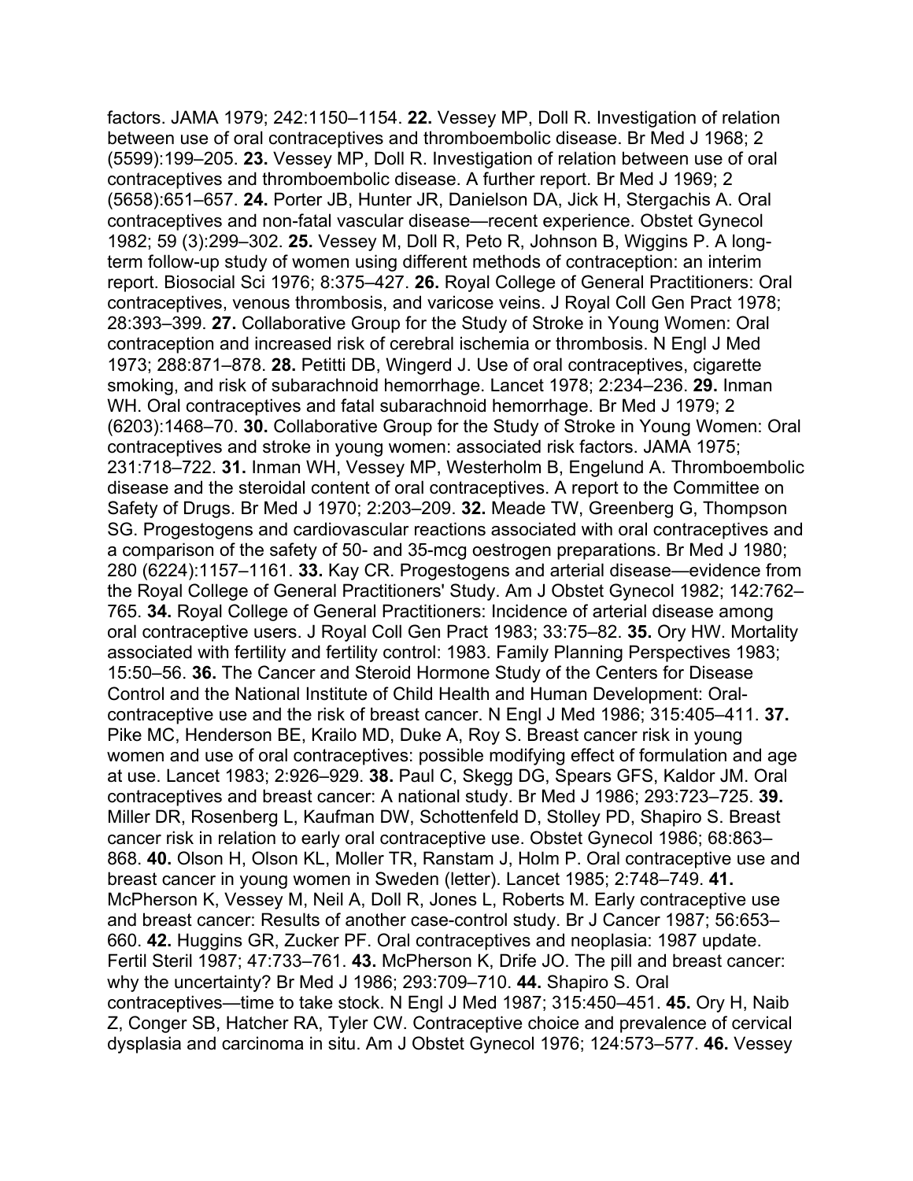factors. JAMA 1979; 242:1150–1154. **22.** Vessey MP, Doll R. Investigation of relation between use of oral contraceptives and thromboembolic disease. Br Med J 1968; 2 (5599):199–205. **23.** Vessey MP, Doll R. Investigation of relation between use of oral contraceptives and thromboembolic disease. A further report. Br Med J 1969; 2 (5658):651–657. **24.** Porter JB, Hunter JR, Danielson DA, Jick H, Stergachis A. Oral contraceptives and non-fatal vascular disease—recent experience. Obstet Gynecol 1982; 59 (3):299–302. **25.** Vessey M, Doll R, Peto R, Johnson B, Wiggins P. A long-term follow-up study of women using different methods of contraception: an interim report. Biosocial Sci 1976; 8:375–427. **26.** Royal College of General Practitioners: Oral contraceptives, venous thrombosis, and varicose veins. J Royal Coll Gen Pract 1978; 28:393–399. **27.** Collaborative Group for the Study of Stroke in Young Women: Oral contraception and increased risk of cerebral ischemia or thrombosis. N Engl J Med 1973; 288:871–878. **28.** Petitti DB, Wingerd J. Use of oral contraceptives, cigarette smoking, and risk of subarachnoid hemorrhage. Lancet 1978; 2:234–236. **29.** Inman WH. Oral contraceptives and fatal subarachnoid hemorrhage. Br Med J 1979; 2 (6203):1468–70. **30.** Collaborative Group for the Study of Stroke in Young Women: Oral contraceptives and stroke in young women: associated risk factors. JAMA 1975; 231:718–722. **31.** Inman WH, Vessey MP, Westerholm B, Engelund A. Thromboembolic disease and the steroidal content of oral contraceptives. A report to the Committee on Safety of Drugs. Br Med J 1970; 2:203–209. **32.** Meade TW, Greenberg G, Thompson SG. Progestogens and cardiovascular reactions associated with oral contraceptives and a comparison of the safety of 50- and 35-mcg oestrogen preparations. Br Med J 1980; 280 (6224):1157–1161. **33.** Kay CR. Progestogens and arterial disease—evidence from the Royal College of General Practitioners' Study. Am J Obstet Gynecol 1982; 142:762–765. **34.** Royal College of General Practitioners: Incidence of arterial disease among oral contraceptive users. J Royal Coll Gen Pract 1983; 33:75–82. **35.** Ory HW. Mortality associated with fertility and fertility control: 1983. Family Planning Perspectives 1983; 15:50–56. **36.** The Cancer and Steroid Hormone Study of the Centers for Disease Control and the National Institute of Child Health and Human Development: Oral-contraceptive use and the risk of breast cancer. N Engl J Med 1986; 315:405–411. **37.** Pike MC, Henderson BE, Krailo MD, Duke A, Roy S. Breast cancer risk in young women and use of oral contraceptives: possible modifying effect of formulation and age at use. Lancet 1983; 2:926–929. **38.** Paul C, Skegg DG, Spears GFS, Kaldor JM. Oral contraceptives and breast cancer: A national study. Br Med J 1986; 293:723–725. **39.** Miller DR, Rosenberg L, Kaufman DW, Schottenfeld D, Stolley PD, Shapiro S. Breast cancer risk in relation to early oral contraceptive use. Obstet Gynecol 1986; 68:863–868. **40.** Olson H, Olson KL, Moller TR, Ranstam J, Holm P. Oral contraceptive use and breast cancer in young women in Sweden (letter). Lancet 1985; 2:748–749. **41.** McPherson K, Vessey M, Neil A, Doll R, Jones L, Roberts M. Early contraceptive use and breast cancer: Results of another case-control study. Br J Cancer 1987; 56:653–660. **42.** Huggins GR, Zucker PF. Oral contraceptives and neoplasia: 1987 update. Fertil Steril 1987; 47:733–761. **43.** McPherson K, Drife JO. The pill and breast cancer: why the uncertainty? Br Med J 1986; 293:709–710. **44.** Shapiro S. Oral contraceptives—time to take stock. N Engl J Med 1987; 315:450–451. **45.** Ory H, Naib Z, Conger SB, Hatcher RA, Tyler CW. Contraceptive choice and prevalence of cervical dysplasia and carcinoma in situ. Am J Obstet Gynecol 1976; 124:573–577. **46.** Vessey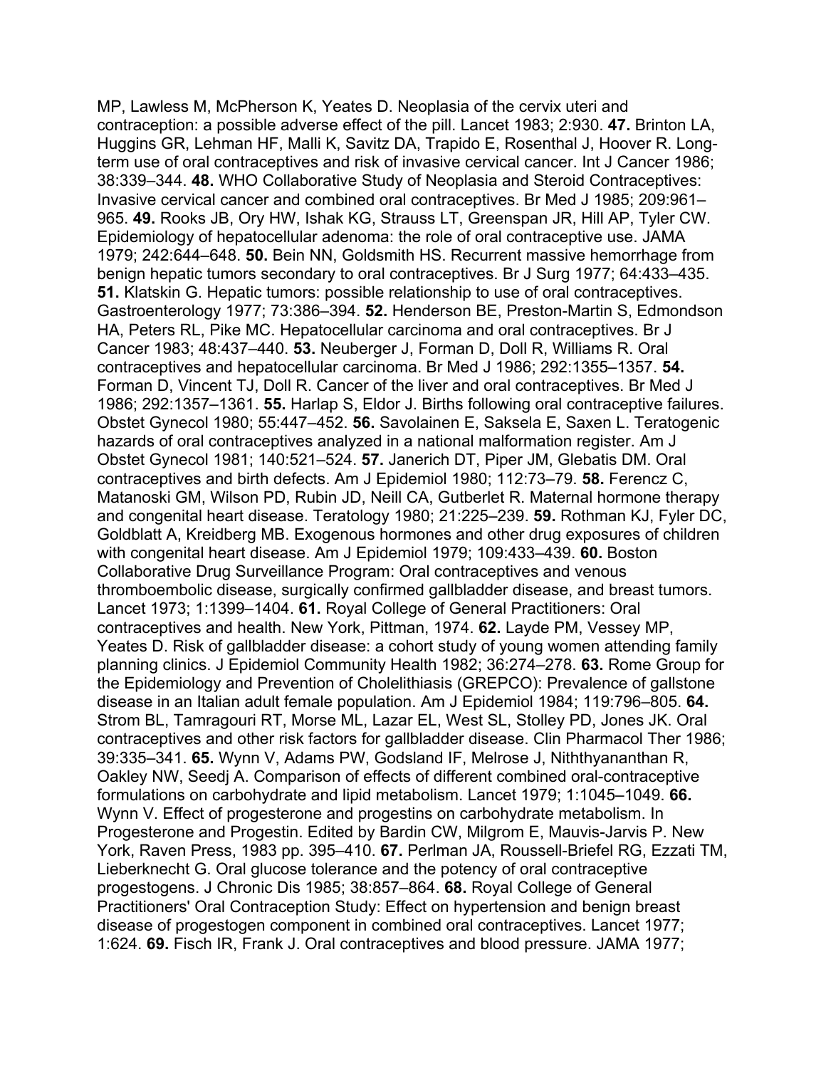MP, Lawless M, McPherson K, Yeates D. Neoplasia of the cervix uteri and contraception: a possible adverse effect of the pill. Lancet 1983; 2:930. **47.** Brinton LA, Huggins GR, Lehman HF, Malli K, Savitz DA, Trapido E, Rosenthal J, Hoover R. Long-term use of oral contraceptives and risk of invasive cervical cancer. Int J Cancer 1986; 38:339–344. **48.** WHO Collaborative Study of Neoplasia and Steroid Contraceptives: Invasive cervical cancer and combined oral contraceptives. Br Med J 1985; 209:961–965. **49.** Rooks JB, Ory HW, Ishak KG, Strauss LT, Greenspan JR, Hill AP, Tyler CW. Epidemiology of hepatocellular adenoma: the role of oral contraceptive use. JAMA 1979; 242:644–648. **50.** Bein NN, Goldsmith HS. Recurrent massive hemorrhage from benign hepatic tumors secondary to oral contraceptives. Br J Surg 1977; 64:433–435. **51.** Klatskin G. Hepatic tumors: possible relationship to use of oral contraceptives. Gastroenterology 1977; 73:386–394. **52.** Henderson BE, Preston-Martin S, Edmondson HA, Peters RL, Pike MC. Hepatocellular carcinoma and oral contraceptives. Br J Cancer 1983; 48:437–440. **53.** Neuberger J, Forman D, Doll R, Williams R. Oral contraceptives and hepatocellular carcinoma. Br Med J 1986; 292:1355–1357. **54.** Forman D, Vincent TJ, Doll R. Cancer of the liver and oral contraceptives. Br Med J 1986; 292:1357–1361. **55.** Harlap S, Eldor J. Births following oral contraceptive failures. Obstet Gynecol 1980; 55:447–452. **56.** Savolainen E, Saksela E, Saxen L. Teratogenic hazards of oral contraceptives analyzed in a national malformation register. Am J Obstet Gynecol 1981; 140:521–524. **57.** Janerich DT, Piper JM, Glebatis DM. Oral contraceptives and birth defects. Am J Epidemiol 1980; 112:73–79. **58.** Ferencz C, Matanoski GM, Wilson PD, Rubin JD, Neill CA, Gutberlet R. Maternal hormone therapy and congenital heart disease. Teratology 1980; 21:225–239. **59.** Rothman KJ, Fyler DC, Goldblatt A, Kreidberg MB. Exogenous hormones and other drug exposures of children with congenital heart disease. Am J Epidemiol 1979; 109:433–439. **60.** Boston Collaborative Drug Surveillance Program: Oral contraceptives and venous thromboembolic disease, surgically confirmed gallbladder disease, and breast tumors. Lancet 1973; 1:1399–1404. **61.** Royal College of General Practitioners: Oral contraceptives and health. New York, Pittman, 1974. **62.** Layde PM, Vessey MP, Yeates D. Risk of gallbladder disease: a cohort study of young women attending family planning clinics. J Epidemiol Community Health 1982; 36:274–278. **63.** Rome Group for the Epidemiology and Prevention of Cholelithiasis (GREPCO): Prevalence of gallstone disease in an Italian adult female population. Am J Epidemiol 1984; 119:796–805. **64.** Strom BL, Tamragouri RT, Morse ML, Lazar EL, West SL, Stolley PD, Jones JK. Oral contraceptives and other risk factors for gallbladder disease. Clin Pharmacol Ther 1986; 39:335–341. **65.** Wynn V, Adams PW, Godsland IF, Melrose J, Niththyananthan R, Oakley NW, Seedj A. Comparison of effects of different combined oral-contraceptive formulations on carbohydrate and lipid metabolism. Lancet 1979; 1:1045–1049. **66.** Wynn V. Effect of progesterone and progestins on carbohydrate metabolism. In Progesterone and Progestin. Edited by Bardin CW, Milgrom E, Mauvis-Jarvis P. New York, Raven Press, 1983 pp. 395–410. **67.** Perlman JA, Roussell-Briefel RG, Ezzati TM, Lieberknecht G. Oral glucose tolerance and the potency of oral contraceptive progestogens. J Chronic Dis 1985; 38:857–864. **68.** Royal College of General Practitioners' Oral Contraception Study: Effect on hypertension and benign breast disease of progestogen component in combined oral contraceptives. Lancet 1977; 1:624. **69.** Fisch IR, Frank J. Oral contraceptives and blood pressure. JAMA 1977;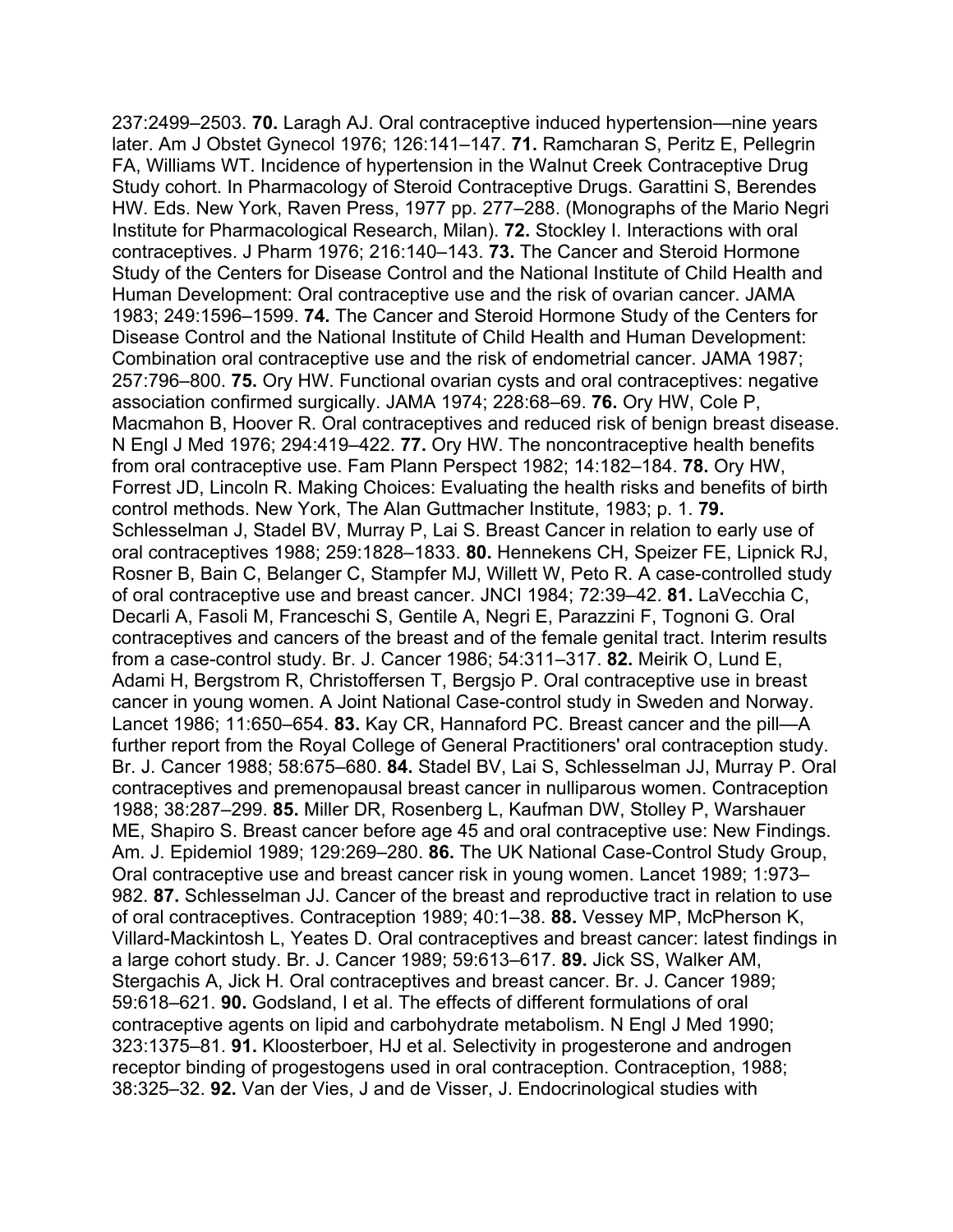237:2499–2503. **70.** Laragh AJ. Oral contraceptive induced hypertension—nine years later. Am J Obstet Gynecol 1976; 126:141–147. **71.** Ramcharan S, Peritz E, Pellegrin FA, Williams WT. Incidence of hypertension in the Walnut Creek Contraceptive Drug Study cohort. In Pharmacology of Steroid Contraceptive Drugs. Garattini S, Berendes HW. Eds. New York, Raven Press, 1977 pp. 277–288. (Monographs of the Mario Negri Institute for Pharmacological Research, Milan). **72.** Stockley I. Interactions with oral contraceptives. J Pharm 1976; 216:140–143. **73.** The Cancer and Steroid Hormone Study of the Centers for Disease Control and the National Institute of Child Health and Human Development: Oral contraceptive use and the risk of ovarian cancer. JAMA 1983; 249:1596–1599. **74.** The Cancer and Steroid Hormone Study of the Centers for Disease Control and the National Institute of Child Health and Human Development: Combination oral contraceptive use and the risk of endometrial cancer. JAMA 1987; 257:796–800. **75.** Ory HW. Functional ovarian cysts and oral contraceptives: negative association confirmed surgically. JAMA 1974; 228:68–69. **76.** Ory HW, Cole P, Macmahon B, Hoover R. Oral contraceptives and reduced risk of benign breast disease. N Engl J Med 1976; 294:419–422. **77.** Ory HW. The noncontraceptive health benefits from oral contraceptive use. Fam Plann Perspect 1982; 14:182–184. **78.** Ory HW, Forrest JD, Lincoln R. Making Choices: Evaluating the health risks and benefits of birth control methods. New York, The Alan Guttmacher Institute, 1983; p. 1. **79.** Schlesselman J, Stadel BV, Murray P, Lai S. Breast Cancer in relation to early use of oral contraceptives 1988; 259:1828–1833. **80.** Hennekens CH, Speizer FE, Lipnick RJ, Rosner B, Bain C, Belanger C, Stampfer MJ, Willett W, Peto R. A case-controlled study of oral contraceptive use and breast cancer. JNCI 1984; 72:39–42. **81.** LaVecchia C, Decarli A, Fasoli M, Franceschi S, Gentile A, Negri E, Parazzini F, Tognoni G. Oral contraceptives and cancers of the breast and of the female genital tract. Interim results from a case-control study. Br. J. Cancer 1986; 54:311–317. **82.** Meirik O, Lund E, Adami H, Bergstrom R, Christoffersen T, Bergsjo P. Oral contraceptive use in breast cancer in young women. A Joint National Case-control study in Sweden and Norway. Lancet 1986; 11:650–654. **83.** Kay CR, Hannaford PC. Breast cancer and the pill—A further report from the Royal College of General Practitioners' oral contraception study. Br. J. Cancer 1988; 58:675–680. **84.** Stadel BV, Lai S, Schlesselman JJ, Murray P. Oral contraceptives and premenopausal breast cancer in nulliparous women. Contraception 1988; 38:287–299. **85.** Miller DR, Rosenberg L, Kaufman DW, Stolley P, Warshauer ME, Shapiro S. Breast cancer before age 45 and oral contraceptive use: New Findings. Am. J. Epidemiol 1989; 129:269–280. **86.** The UK National Case-Control Study Group, Oral contraceptive use and breast cancer risk in young women. Lancet 1989; 1:973–982. **87.** Schlesselman JJ. Cancer of the breast and reproductive tract in relation to use of oral contraceptives. Contraception 1989; 40:1–38. **88.** Vessey MP, McPherson K, Villard-Mackintosh L, Yeates D. Oral contraceptives and breast cancer: latest findings in a large cohort study. Br. J. Cancer 1989; 59:613–617. **89.** Jick SS, Walker AM, Stergachis A, Jick H. Oral contraceptives and breast cancer. Br. J. Cancer 1989; 59:618–621. **90.** Godsland, I et al. The effects of different formulations of oral contraceptive agents on lipid and carbohydrate metabolism. N Engl J Med 1990; 323:1375–81. **91.** Kloosterboer, HJ et al. Selectivity in progesterone and androgen receptor binding of progestogens used in oral contraception. Contraception, 1988; 38:325–32. **92.** Van der Vies, J and de Visser, J. Endocrinological studies with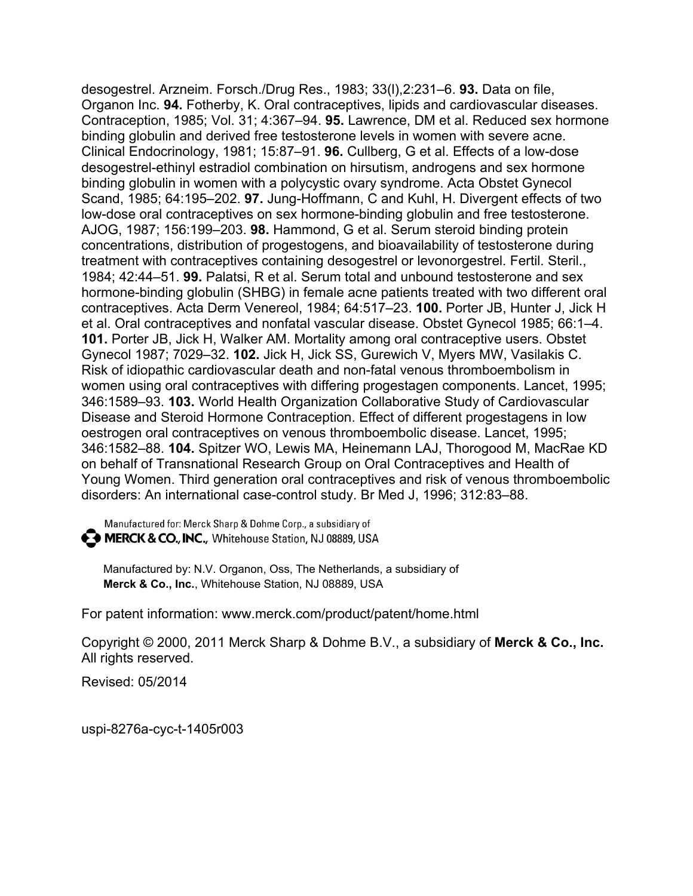desogestrel. Arzneim. Forsch./Drug Res., 1983; 33(l),2:231–6. **93.** Data on file, Organon Inc. **94.** Fotherby, K. Oral contraceptives, lipids and cardiovascular diseases. Contraception, 1985; Vol. 31; 4:367–94. **95.** Lawrence, DM et al. Reduced sex hormone binding globulin and derived free testosterone levels in women with severe acne. Clinical Endocrinology, 1981; 15:87–91. **96.** Cullberg, G et al. Effects of a low-dose desogestrel-ethinyl estradiol combination on hirsutism, androgens and sex hormone binding globulin in women with a polycystic ovary syndrome. Acta Obstet Gynecol Scand, 1985; 64:195–202. **97.** Jung-Hoffmann, C and Kuhl, H. Divergent effects of two low-dose oral contraceptives on sex hormone-binding globulin and free testosterone. AJOG, 1987; 156:199–203. **98.** Hammond, G et al. Serum steroid binding protein concentrations, distribution of progestogens, and bioavailability of testosterone during treatment with contraceptives containing desogestrel or levonorgestrel. Fertil. Steril., 1984; 42:44–51. **99.** Palatsi, R et al. Serum total and unbound testosterone and sex hormone-binding globulin (SHBG) in female acne patients treated with two different oral contraceptives. Acta Derm Venereol, 1984; 64:517–23. **100.** Porter JB, Hunter J, Jick H et al. Oral contraceptives and nonfatal vascular disease. Obstet Gynecol 1985; 66:1–4. **101.** Porter JB, Jick H, Walker AM. Mortality among oral contraceptive users. Obstet Gynecol 1987; 7029–32. **102.** Jick H, Jick SS, Gurewich V, Myers MW, Vasilakis C. Risk of idiopathic cardiovascular death and non-fatal venous thromboembolism in women using oral contraceptives with differing progestagen components. Lancet, 1995; 346:1589–93. **103.** World Health Organization Collaborative Study of Cardiovascular Disease and Steroid Hormone Contraception. Effect of different progestagens in low oestrogen oral contraceptives on venous thromboembolic disease. Lancet, 1995; 346:1582–88. **104.** Spitzer WO, Lewis MA, Heinemann LAJ, Thorogood M, MacRae KD on behalf of Transnational Research Group on Oral Contraceptives and Health of Young Women. Third generation oral contraceptives and risk of venous thromboembolic disorders: An international case-control study. Br Med J, 1996; 312:83–88.

Manufactured for: Merck Sharp & Dohme Corp., a subsidiary of
**MERCK & CO., INC.,** Whitehouse Station, NJ 08889, USA

Manufactured by: N.V. Organon, Oss, The Netherlands, a subsidiary of
**Merck & Co., Inc.**, Whitehouse Station, NJ 08889, USA

For patent information: www.merck.com/product/patent/home.html

Copyright © 2000, 2011 Merck Sharp & Dohme B.V., a subsidiary of **Merck & Co., Inc.**
All rights reserved.

Revised: 05/2014

uspi-8276a-cyc-t-1405r003